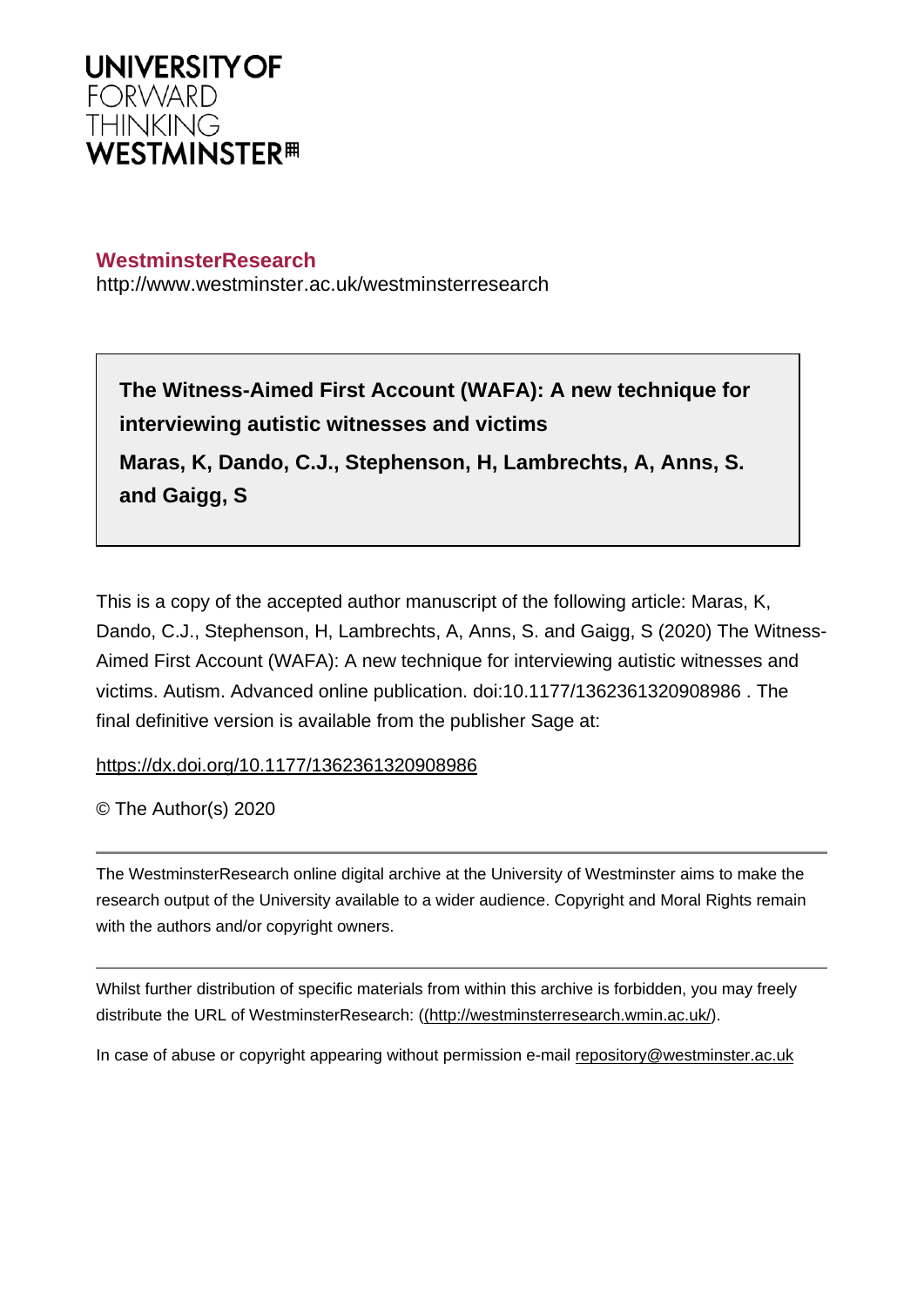UNIVERSITY OF
FORWARD
THINKING
WESTMINSTER

**WestminsterResearch**
http://www.westminster.ac.uk/westminsterresearch

**The Witness-Aimed First Account (WAFA): A new technique for interviewing autistic witnesses and victims**

**Maras, K, Dando, C.J., Stephenson, H, Lambrechts, A, Anns, S. and Gaigg, S**

This is a copy of the accepted author manuscript of the following article: Maras, K, Dando, C.J., Stephenson, H, Lambrechts, A, Anns, S. and Gaigg, S (2020) The Witness-Aimed First Account (WAFA): A new technique for interviewing autistic witnesses and victims. Autism. Advanced online publication. doi:10.1177/1362361320908986 . The final definitive version is available from the publisher Sage at:

https://dx.doi.org/10.1177/1362361320908986

© The Author(s) 2020

---

The WestminsterResearch online digital archive at the University of Westminster aims to make the research output of the University available to a wider audience. Copyright and Moral Rights remain with the authors and/or copyright owners.

---

Whilst further distribution of specific materials from within this archive is forbidden, you may freely distribute the URL of WestminsterResearch: ((http://westminsterresearch.wmin.ac.uk/).

In case of abuse or copyright appearing without permission e-mail repository@westminster.ac.uk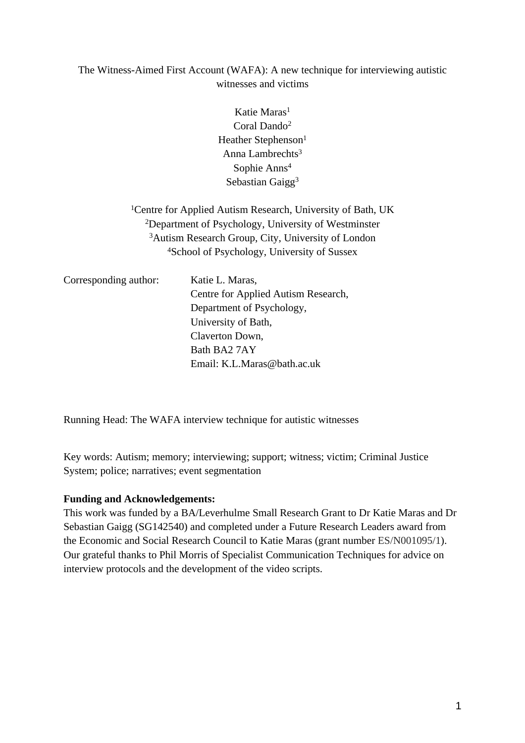The Witness-Aimed First Account (WAFA): A new technique for interviewing autistic witnesses and victims

Katie Maras[1]
Coral Dando[2]
Heather Stephenson[1]
Anna Lambrechts[3]
Sophie Anns[4]
Sebastian Gaigg[3]

[1]Centre for Applied Autism Research, University of Bath, UK
[2]Department of Psychology, University of Westminster
[3]Autism Research Group, City, University of London
[4]School of Psychology, University of Sussex

Corresponding author: Katie L. Maras,
Centre for Applied Autism Research,
Department of Psychology,
University of Bath,
Claverton Down,
Bath BA2 7AY
Email: K.L.Maras@bath.ac.uk

Running Head: The WAFA interview technique for autistic witnesses

Key words: Autism; memory; interviewing; support; witness; victim; Criminal Justice System; police; narratives; event segmentation

**Funding and Acknowledgements:**
This work was funded by a BA/Leverhulme Small Research Grant to Dr Katie Maras and Dr Sebastian Gaigg (SG142540) and completed under a Future Research Leaders award from the Economic and Social Research Council to Katie Maras (grant number ES/N001095/1). Our grateful thanks to Phil Morris of Specialist Communication Techniques for advice on interview protocols and the development of the video scripts.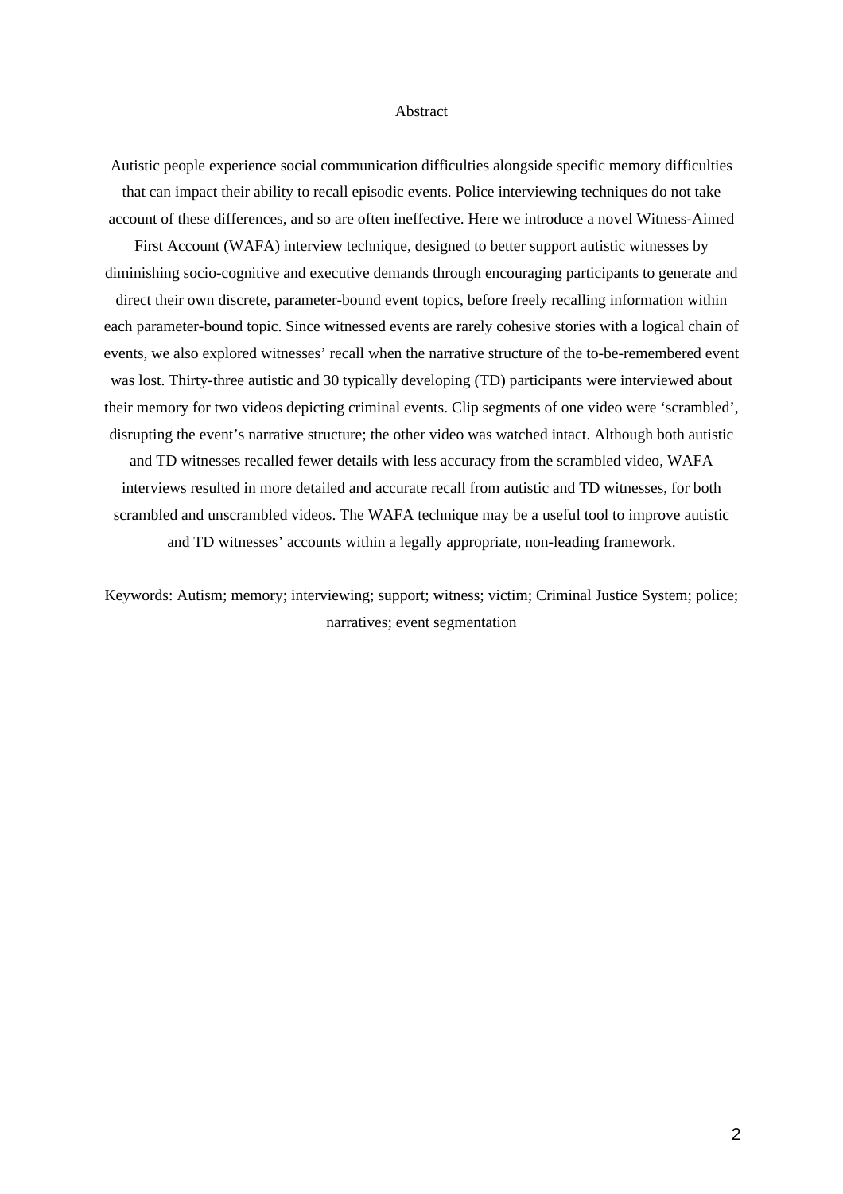# Abstract

Autistic people experience social communication difficulties alongside specific memory difficulties that can impact their ability to recall episodic events. Police interviewing techniques do not take account of these differences, and so are often ineffective. Here we introduce a novel Witness-Aimed First Account (WAFA) interview technique, designed to better support autistic witnesses by diminishing socio-cognitive and executive demands through encouraging participants to generate and direct their own discrete, parameter-bound event topics, before freely recalling information within each parameter-bound topic. Since witnessed events are rarely cohesive stories with a logical chain of events, we also explored witnesses' recall when the narrative structure of the to-be-remembered event was lost. Thirty-three autistic and 30 typically developing (TD) participants were interviewed about their memory for two videos depicting criminal events. Clip segments of one video were 'scrambled', disrupting the event's narrative structure; the other video was watched intact. Although both autistic and TD witnesses recalled fewer details with less accuracy from the scrambled video, WAFA interviews resulted in more detailed and accurate recall from autistic and TD witnesses, for both scrambled and unscrambled videos. The WAFA technique may be a useful tool to improve autistic and TD witnesses' accounts within a legally appropriate, non-leading framework.

Keywords: Autism; memory; interviewing; support; witness; victim; Criminal Justice System; police; narratives; event segmentation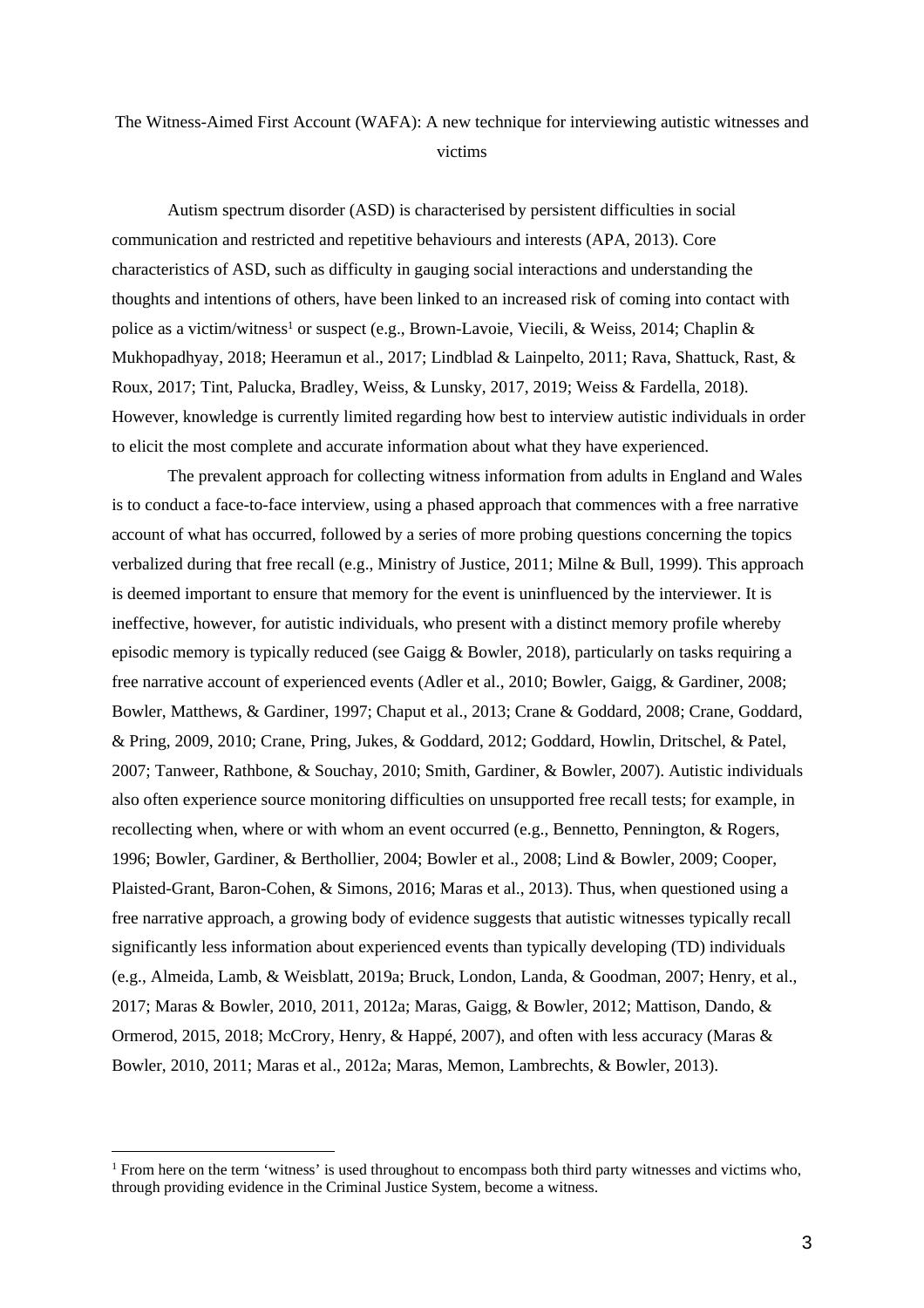The Witness-Aimed First Account (WAFA): A new technique for interviewing autistic witnesses and victims

Autism spectrum disorder (ASD) is characterised by persistent difficulties in social communication and restricted and repetitive behaviours and interests (APA, 2013). Core characteristics of ASD, such as difficulty in gauging social interactions and understanding the thoughts and intentions of others, have been linked to an increased risk of coming into contact with police as a victim/witness[1] or suspect (e.g., Brown-Lavoie, Viecili, & Weiss, 2014; Chaplin & Mukhopadhyay, 2018; Heeramun et al., 2017; Lindblad & Lainpelto, 2011; Rava, Shattuck, Rast, & Roux, 2017; Tint, Palucka, Bradley, Weiss, & Lunsky, 2017, 2019; Weiss & Fardella, 2018). However, knowledge is currently limited regarding how best to interview autistic individuals in order to elicit the most complete and accurate information about what they have experienced.

The prevalent approach for collecting witness information from adults in England and Wales is to conduct a face-to-face interview, using a phased approach that commences with a free narrative account of what has occurred, followed by a series of more probing questions concerning the topics verbalized during that free recall (e.g., Ministry of Justice, 2011; Milne & Bull, 1999). This approach is deemed important to ensure that memory for the event is uninfluenced by the interviewer. It is ineffective, however, for autistic individuals, who present with a distinct memory profile whereby episodic memory is typically reduced (see Gaigg & Bowler, 2018), particularly on tasks requiring a free narrative account of experienced events (Adler et al., 2010; Bowler, Gaigg, & Gardiner, 2008; Bowler, Matthews, & Gardiner, 1997; Chaput et al., 2013; Crane & Goddard, 2008; Crane, Goddard, & Pring, 2009, 2010; Crane, Pring, Jukes, & Goddard, 2012; Goddard, Howlin, Dritschel, & Patel, 2007; Tanweer, Rathbone, & Souchay, 2010; Smith, Gardiner, & Bowler, 2007). Autistic individuals also often experience source monitoring difficulties on unsupported free recall tests; for example, in recollecting when, where or with whom an event occurred (e.g., Bennetto, Pennington, & Rogers, 1996; Bowler, Gardiner, & Berthollier, 2004; Bowler et al., 2008; Lind & Bowler, 2009; Cooper, Plaisted-Grant, Baron-Cohen, & Simons, 2016; Maras et al., 2013). Thus, when questioned using a free narrative approach, a growing body of evidence suggests that autistic witnesses typically recall significantly less information about experienced events than typically developing (TD) individuals (e.g., Almeida, Lamb, & Weisblatt, 2019a; Bruck, London, Landa, & Goodman, 2007; Henry, et al., 2017; Maras & Bowler, 2010, 2011, 2012a; Maras, Gaigg, & Bowler, 2012; Mattison, Dando, & Ormerod, 2015, 2018; McCrory, Henry, & Happé, 2007), and often with less accuracy (Maras & Bowler, 2010, 2011; Maras et al., 2012a; Maras, Memon, Lambrechts, & Bowler, 2013).

[1] From here on the term 'witness' is used throughout to encompass both third party witnesses and victims who, through providing evidence in the Criminal Justice System, become a witness.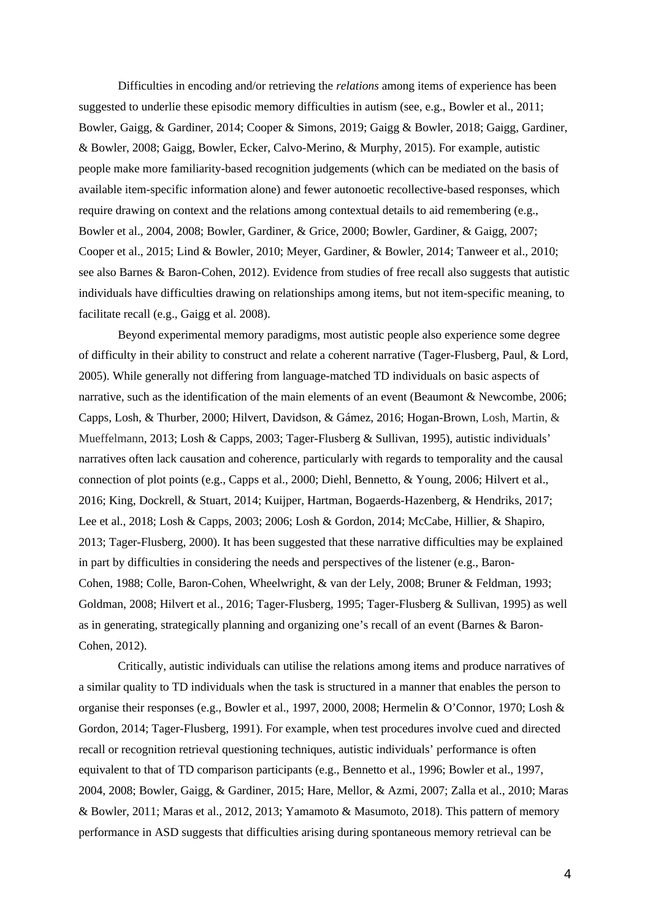Difficulties in encoding and/or retrieving the *relations* among items of experience has been suggested to underlie these episodic memory difficulties in autism (see, e.g., Bowler et al., 2011; Bowler, Gaigg, & Gardiner, 2014; Cooper & Simons, 2019; Gaigg & Bowler, 2018; Gaigg, Gardiner, & Bowler, 2008; Gaigg, Bowler, Ecker, Calvo-Merino, & Murphy, 2015). For example, autistic people make more familiarity-based recognition judgements (which can be mediated on the basis of available item-specific information alone) and fewer autonoetic recollective-based responses, which require drawing on context and the relations among contextual details to aid remembering (e.g., Bowler et al., 2004, 2008; Bowler, Gardiner, & Grice, 2000; Bowler, Gardiner, & Gaigg, 2007; Cooper et al., 2015; Lind & Bowler, 2010; Meyer, Gardiner, & Bowler, 2014; Tanweer et al., 2010; see also Barnes & Baron-Cohen, 2012). Evidence from studies of free recall also suggests that autistic individuals have difficulties drawing on relationships among items, but not item-specific meaning, to facilitate recall (e.g., Gaigg et al. 2008).

Beyond experimental memory paradigms, most autistic people also experience some degree of difficulty in their ability to construct and relate a coherent narrative (Tager-Flusberg, Paul, & Lord, 2005). While generally not differing from language-matched TD individuals on basic aspects of narrative, such as the identification of the main elements of an event (Beaumont & Newcombe, 2006; Capps, Losh, & Thurber, 2000; Hilvert, Davidson, & Gámez, 2016; Hogan-Brown, Losh, Martin, & Mueffelmann, 2013; Losh & Capps, 2003; Tager-Flusberg & Sullivan, 1995), autistic individuals' narratives often lack causation and coherence, particularly with regards to temporality and the causal connection of plot points (e.g., Capps et al., 2000; Diehl, Bennetto, & Young, 2006; Hilvert et al., 2016; King, Dockrell, & Stuart, 2014; Kuijper, Hartman, Bogaerds-Hazenberg, & Hendriks, 2017; Lee et al., 2018; Losh & Capps, 2003; 2006; Losh & Gordon, 2014; McCabe, Hillier, & Shapiro, 2013; Tager-Flusberg, 2000). It has been suggested that these narrative difficulties may be explained in part by difficulties in considering the needs and perspectives of the listener (e.g., Baron-Cohen, 1988; Colle, Baron-Cohen, Wheelwright, & van der Lely, 2008; Bruner & Feldman, 1993; Goldman, 2008; Hilvert et al., 2016; Tager-Flusberg, 1995; Tager-Flusberg & Sullivan, 1995) as well as in generating, strategically planning and organizing one's recall of an event (Barnes & Baron-Cohen, 2012).

Critically, autistic individuals can utilise the relations among items and produce narratives of a similar quality to TD individuals when the task is structured in a manner that enables the person to organise their responses (e.g., Bowler et al., 1997, 2000, 2008; Hermelin & O'Connor, 1970; Losh & Gordon, 2014; Tager-Flusberg, 1991). For example, when test procedures involve cued and directed recall or recognition retrieval questioning techniques, autistic individuals' performance is often equivalent to that of TD comparison participants (e.g., Bennetto et al., 1996; Bowler et al., 1997, 2004, 2008; Bowler, Gaigg, & Gardiner, 2015; Hare, Mellor, & Azmi, 2007; Zalla et al., 2010; Maras & Bowler, 2011; Maras et al., 2012, 2013; Yamamoto & Masumoto, 2018). This pattern of memory performance in ASD suggests that difficulties arising during spontaneous memory retrieval can be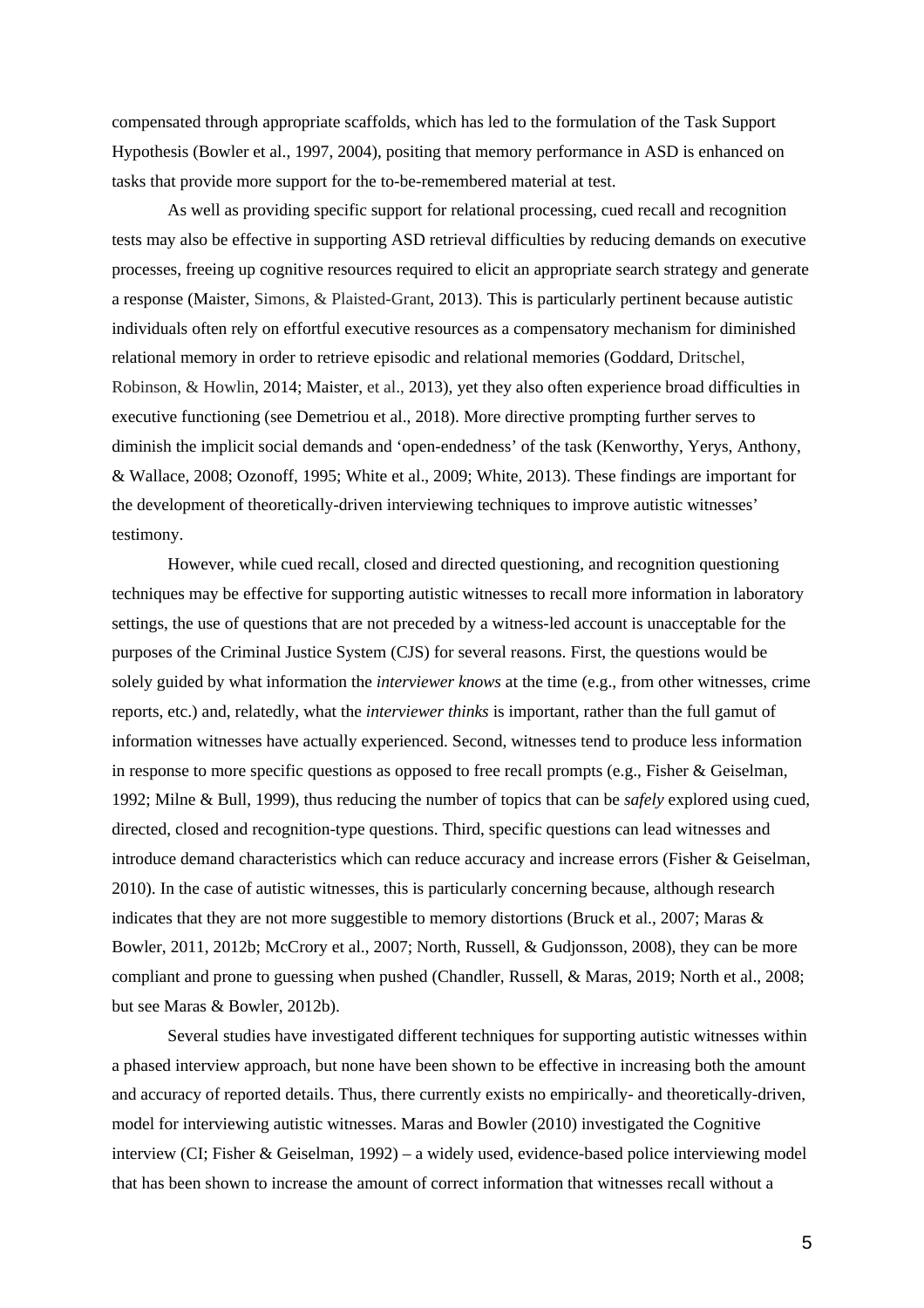compensated through appropriate scaffolds, which has led to the formulation of the Task Support Hypothesis (Bowler et al., 1997, 2004), positing that memory performance in ASD is enhanced on tasks that provide more support for the to-be-remembered material at test.

As well as providing specific support for relational processing, cued recall and recognition tests may also be effective in supporting ASD retrieval difficulties by reducing demands on executive processes, freeing up cognitive resources required to elicit an appropriate search strategy and generate a response (Maister, Simons, & Plaisted-Grant, 2013). This is particularly pertinent because autistic individuals often rely on effortful executive resources as a compensatory mechanism for diminished relational memory in order to retrieve episodic and relational memories (Goddard, Dritschel, Robinson, & Howlin, 2014; Maister, et al., 2013), yet they also often experience broad difficulties in executive functioning (see Demetriou et al., 2018). More directive prompting further serves to diminish the implicit social demands and 'open-endedness' of the task (Kenworthy, Yerys, Anthony, & Wallace, 2008; Ozonoff, 1995; White et al., 2009; White, 2013). These findings are important for the development of theoretically-driven interviewing techniques to improve autistic witnesses' testimony.

However, while cued recall, closed and directed questioning, and recognition questioning techniques may be effective for supporting autistic witnesses to recall more information in laboratory settings, the use of questions that are not preceded by a witness-led account is unacceptable for the purposes of the Criminal Justice System (CJS) for several reasons. First, the questions would be solely guided by what information the *interviewer knows* at the time (e.g., from other witnesses, crime reports, etc.) and, relatedly, what the *interviewer thinks* is important, rather than the full gamut of information witnesses have actually experienced. Second, witnesses tend to produce less information in response to more specific questions as opposed to free recall prompts (e.g., Fisher & Geiselman, 1992; Milne & Bull, 1999), thus reducing the number of topics that can be *safely* explored using cued, directed, closed and recognition-type questions. Third, specific questions can lead witnesses and introduce demand characteristics which can reduce accuracy and increase errors (Fisher & Geiselman, 2010). In the case of autistic witnesses, this is particularly concerning because, although research indicates that they are not more suggestible to memory distortions (Bruck et al., 2007; Maras & Bowler, 2011, 2012b; McCrory et al., 2007; North, Russell, & Gudjonsson, 2008), they can be more compliant and prone to guessing when pushed (Chandler, Russell, & Maras, 2019; North et al., 2008; but see Maras & Bowler, 2012b).

Several studies have investigated different techniques for supporting autistic witnesses within a phased interview approach, but none have been shown to be effective in increasing both the amount and accuracy of reported details. Thus, there currently exists no empirically- and theoretically-driven, model for interviewing autistic witnesses. Maras and Bowler (2010) investigated the Cognitive interview (CI; Fisher & Geiselman, 1992) – a widely used, evidence-based police interviewing model that has been shown to increase the amount of correct information that witnesses recall without a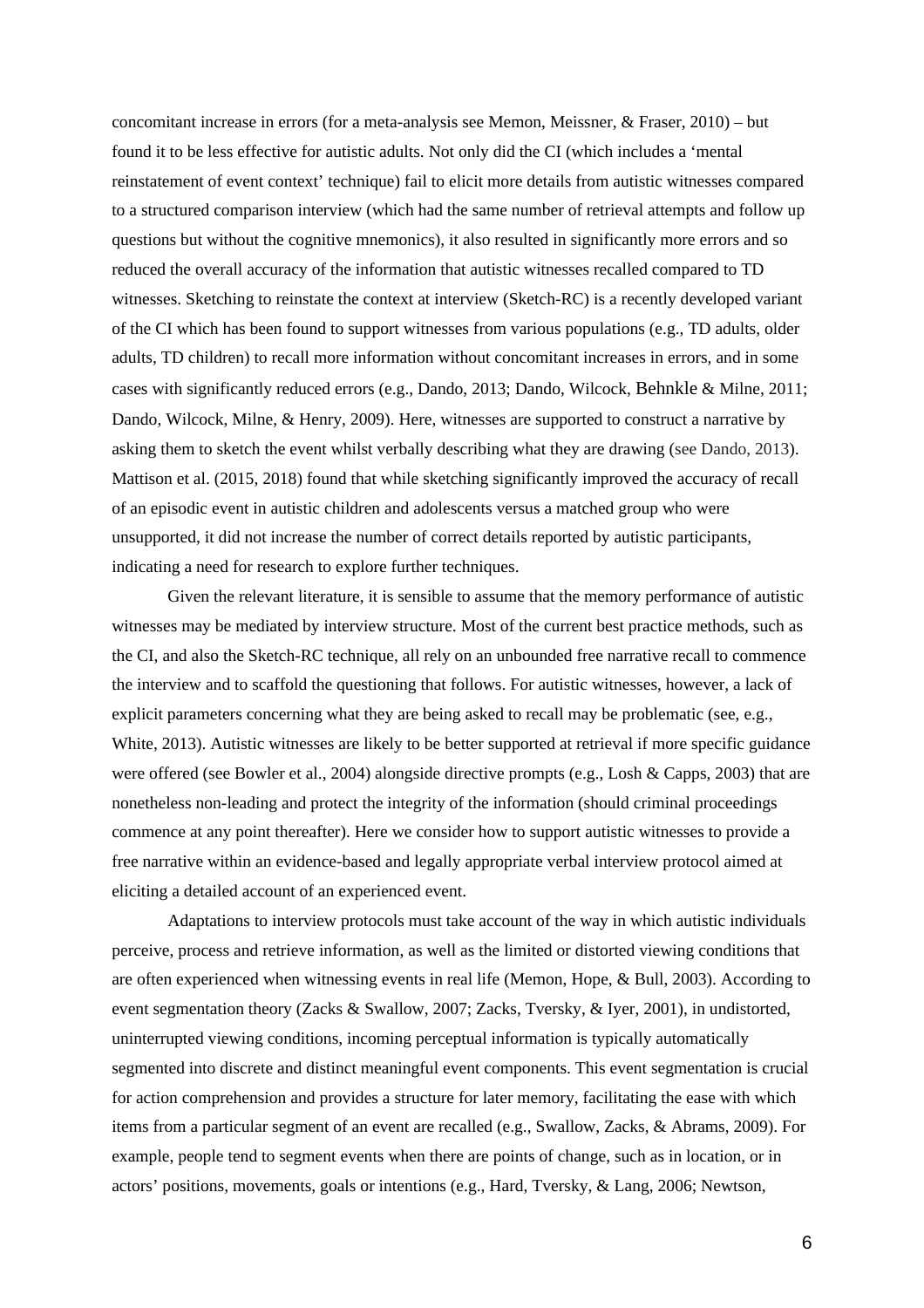concomitant increase in errors (for a meta-analysis see Memon, Meissner, & Fraser, 2010) – but found it to be less effective for autistic adults. Not only did the CI (which includes a 'mental reinstatement of event context' technique) fail to elicit more details from autistic witnesses compared to a structured comparison interview (which had the same number of retrieval attempts and follow up questions but without the cognitive mnemonics), it also resulted in significantly more errors and so reduced the overall accuracy of the information that autistic witnesses recalled compared to TD witnesses. Sketching to reinstate the context at interview (Sketch-RC) is a recently developed variant of the CI which has been found to support witnesses from various populations (e.g., TD adults, older adults, TD children) to recall more information without concomitant increases in errors, and in some cases with significantly reduced errors (e.g., Dando, 2013; Dando, Wilcock, Behnkle & Milne, 2011; Dando, Wilcock, Milne, & Henry, 2009). Here, witnesses are supported to construct a narrative by asking them to sketch the event whilst verbally describing what they are drawing (see Dando, 2013). Mattison et al. (2015, 2018) found that while sketching significantly improved the accuracy of recall of an episodic event in autistic children and adolescents versus a matched group who were unsupported, it did not increase the number of correct details reported by autistic participants, indicating a need for research to explore further techniques.

Given the relevant literature, it is sensible to assume that the memory performance of autistic witnesses may be mediated by interview structure. Most of the current best practice methods, such as the CI, and also the Sketch-RC technique, all rely on an unbounded free narrative recall to commence the interview and to scaffold the questioning that follows. For autistic witnesses, however, a lack of explicit parameters concerning what they are being asked to recall may be problematic (see, e.g., White, 2013). Autistic witnesses are likely to be better supported at retrieval if more specific guidance were offered (see Bowler et al., 2004) alongside directive prompts (e.g., Losh & Capps, 2003) that are nonetheless non-leading and protect the integrity of the information (should criminal proceedings commence at any point thereafter). Here we consider how to support autistic witnesses to provide a free narrative within an evidence-based and legally appropriate verbal interview protocol aimed at eliciting a detailed account of an experienced event.

Adaptations to interview protocols must take account of the way in which autistic individuals perceive, process and retrieve information, as well as the limited or distorted viewing conditions that are often experienced when witnessing events in real life (Memon, Hope, & Bull, 2003). According to event segmentation theory (Zacks & Swallow, 2007; Zacks, Tversky, & Iyer, 2001), in undistorted, uninterrupted viewing conditions, incoming perceptual information is typically automatically segmented into discrete and distinct meaningful event components. This event segmentation is crucial for action comprehension and provides a structure for later memory, facilitating the ease with which items from a particular segment of an event are recalled (e.g., Swallow, Zacks, & Abrams, 2009). For example, people tend to segment events when there are points of change, such as in location, or in actors' positions, movements, goals or intentions (e.g., Hard, Tversky, & Lang, 2006; Newtson,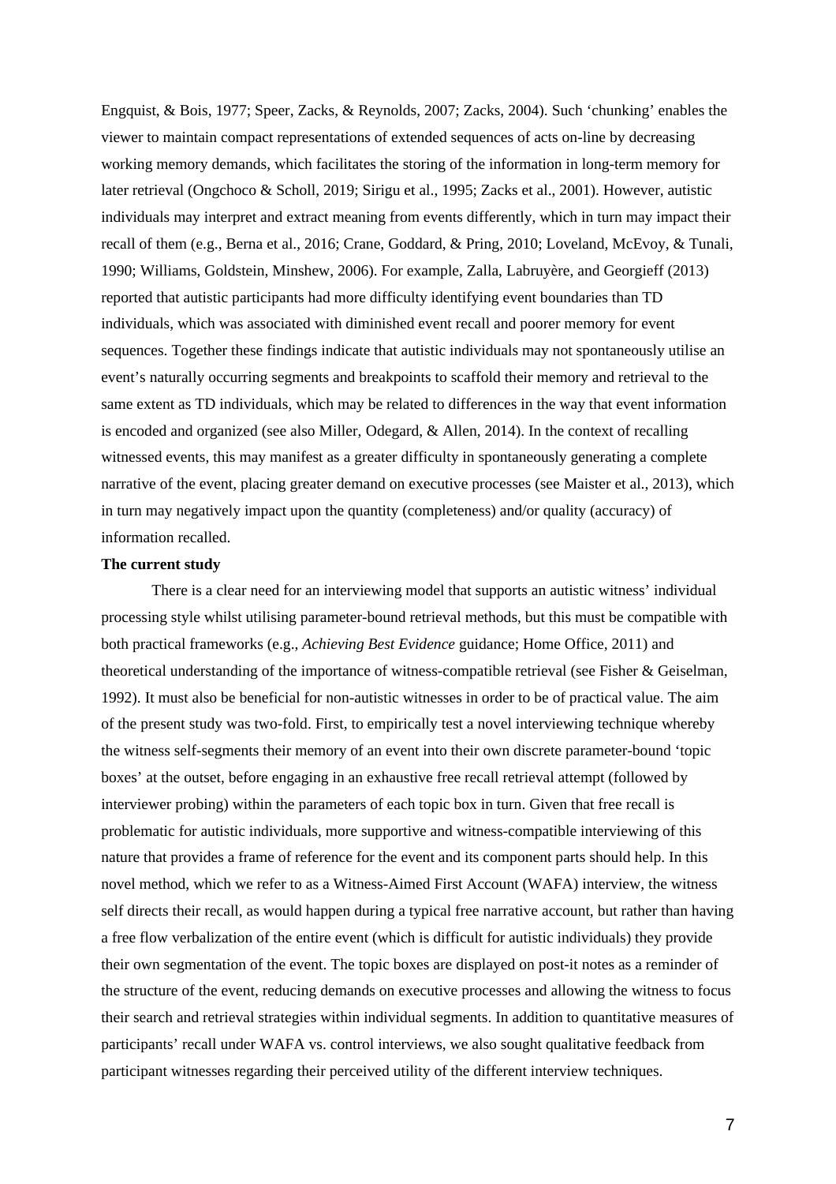Engquist, & Bois, 1977; Speer, Zacks, & Reynolds, 2007; Zacks, 2004). Such 'chunking' enables the viewer to maintain compact representations of extended sequences of acts on-line by decreasing working memory demands, which facilitates the storing of the information in long-term memory for later retrieval (Ongchoco & Scholl, 2019; Sirigu et al., 1995; Zacks et al., 2001). However, autistic individuals may interpret and extract meaning from events differently, which in turn may impact their recall of them (e.g., Berna et al., 2016; Crane, Goddard, & Pring, 2010; Loveland, McEvoy, & Tunali, 1990; Williams, Goldstein, Minshew, 2006). For example, Zalla, Labruyère, and Georgieff (2013) reported that autistic participants had more difficulty identifying event boundaries than TD individuals, which was associated with diminished event recall and poorer memory for event sequences. Together these findings indicate that autistic individuals may not spontaneously utilise an event's naturally occurring segments and breakpoints to scaffold their memory and retrieval to the same extent as TD individuals, which may be related to differences in the way that event information is encoded and organized (see also Miller, Odegard, & Allen, 2014). In the context of recalling witnessed events, this may manifest as a greater difficulty in spontaneously generating a complete narrative of the event, placing greater demand on executive processes (see Maister et al., 2013), which in turn may negatively impact upon the quantity (completeness) and/or quality (accuracy) of information recalled.

**The current study**

There is a clear need for an interviewing model that supports an autistic witness' individual processing style whilst utilising parameter-bound retrieval methods, but this must be compatible with both practical frameworks (e.g., *Achieving Best Evidence* guidance; Home Office, 2011) and theoretical understanding of the importance of witness-compatible retrieval (see Fisher & Geiselman, 1992). It must also be beneficial for non-autistic witnesses in order to be of practical value. The aim of the present study was two-fold. First, to empirically test a novel interviewing technique whereby the witness self-segments their memory of an event into their own discrete parameter-bound 'topic boxes' at the outset, before engaging in an exhaustive free recall retrieval attempt (followed by interviewer probing) within the parameters of each topic box in turn. Given that free recall is problematic for autistic individuals, more supportive and witness-compatible interviewing of this nature that provides a frame of reference for the event and its component parts should help. In this novel method, which we refer to as a Witness-Aimed First Account (WAFA) interview, the witness self directs their recall, as would happen during a typical free narrative account, but rather than having a free flow verbalization of the entire event (which is difficult for autistic individuals) they provide their own segmentation of the event. The topic boxes are displayed on post-it notes as a reminder of the structure of the event, reducing demands on executive processes and allowing the witness to focus their search and retrieval strategies within individual segments. In addition to quantitative measures of participants' recall under WAFA vs. control interviews, we also sought qualitative feedback from participant witnesses regarding their perceived utility of the different interview techniques.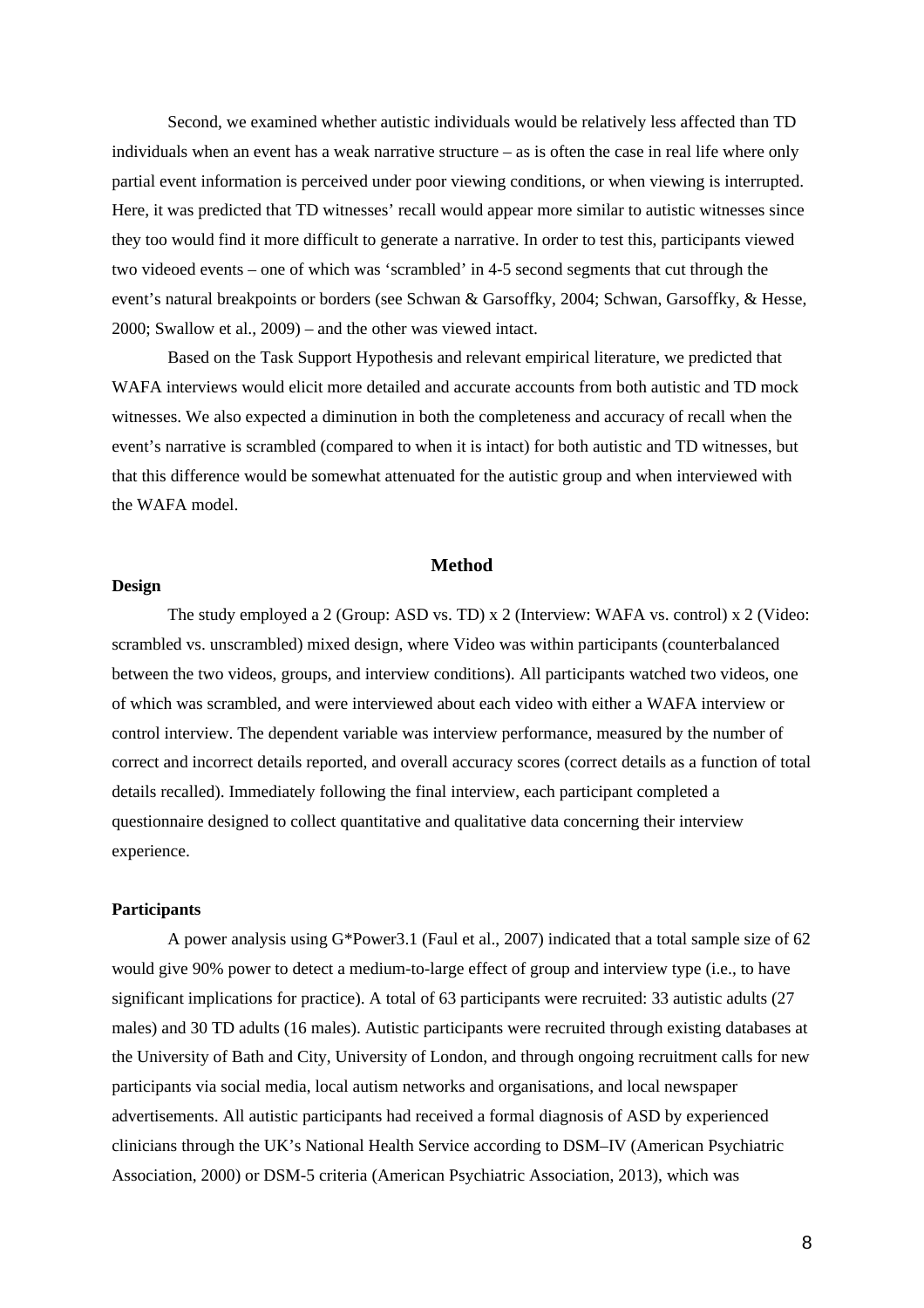Second, we examined whether autistic individuals would be relatively less affected than TD individuals when an event has a weak narrative structure – as is often the case in real life where only partial event information is perceived under poor viewing conditions, or when viewing is interrupted. Here, it was predicted that TD witnesses' recall would appear more similar to autistic witnesses since they too would find it more difficult to generate a narrative. In order to test this, participants viewed two videoed events – one of which was 'scrambled' in 4-5 second segments that cut through the event's natural breakpoints or borders (see Schwan & Garsoffky, 2004; Schwan, Garsoffky, & Hesse, 2000; Swallow et al., 2009) – and the other was viewed intact.

Based on the Task Support Hypothesis and relevant empirical literature, we predicted that WAFA interviews would elicit more detailed and accurate accounts from both autistic and TD mock witnesses. We also expected a diminution in both the completeness and accuracy of recall when the event's narrative is scrambled (compared to when it is intact) for both autistic and TD witnesses, but that this difference would be somewhat attenuated for the autistic group and when interviewed with the WAFA model.

## Method

### Design

The study employed a 2 (Group: ASD vs. TD) x 2 (Interview: WAFA vs. control) x 2 (Video: scrambled vs. unscrambled) mixed design, where Video was within participants (counterbalanced between the two videos, groups, and interview conditions). All participants watched two videos, one of which was scrambled, and were interviewed about each video with either a WAFA interview or control interview. The dependent variable was interview performance, measured by the number of correct and incorrect details reported, and overall accuracy scores (correct details as a function of total details recalled). Immediately following the final interview, each participant completed a questionnaire designed to collect quantitative and qualitative data concerning their interview experience.

### Participants

A power analysis using G*Power3.1 (Faul et al., 2007) indicated that a total sample size of 62 would give 90% power to detect a medium-to-large effect of group and interview type (i.e., to have significant implications for practice). A total of 63 participants were recruited: 33 autistic adults (27 males) and 30 TD adults (16 males). Autistic participants were recruited through existing databases at the University of Bath and City, University of London, and through ongoing recruitment calls for new participants via social media, local autism networks and organisations, and local newspaper advertisements. All autistic participants had received a formal diagnosis of ASD by experienced clinicians through the UK's National Health Service according to DSM–IV (American Psychiatric Association, 2000) or DSM-5 criteria (American Psychiatric Association, 2013), which was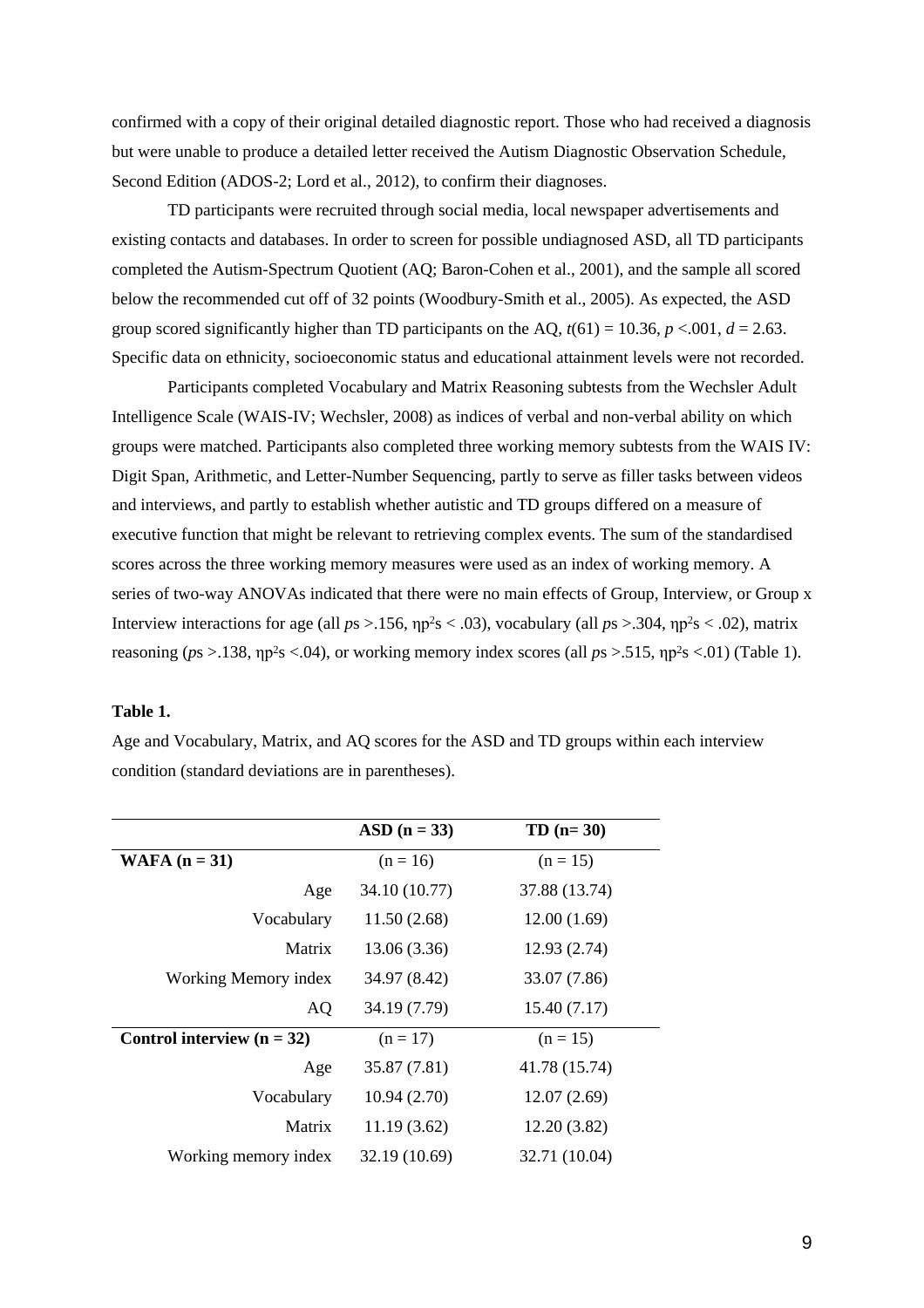confirmed with a copy of their original detailed diagnostic report. Those who had received a diagnosis but were unable to produce a detailed letter received the Autism Diagnostic Observation Schedule, Second Edition (ADOS-2; Lord et al., 2012), to confirm their diagnoses.

TD participants were recruited through social media, local newspaper advertisements and existing contacts and databases. In order to screen for possible undiagnosed ASD, all TD participants completed the Autism-Spectrum Quotient (AQ; Baron-Cohen et al., 2001), and the sample all scored below the recommended cut off of 32 points (Woodbury-Smith et al., 2005). As expected, the ASD group scored significantly higher than TD participants on the AQ, $t(61) = 10.36$, $p < .001$, $d = 2.63$. Specific data on ethnicity, socioeconomic status and educational attainment levels were not recorded.

Participants completed Vocabulary and Matrix Reasoning subtests from the Wechsler Adult Intelligence Scale (WAIS-IV; Wechsler, 2008) as indices of verbal and non-verbal ability on which groups were matched. Participants also completed three working memory subtests from the WAIS IV: Digit Span, Arithmetic, and Letter-Number Sequencing, partly to serve as filler tasks between videos and interviews, and partly to establish whether autistic and TD groups differed on a measure of executive function that might be relevant to retrieving complex events. The sum of the standardised scores across the three working memory measures were used as an index of working memory. A series of two-way ANOVAs indicated that there were no main effects of Group, Interview, or Group x Interview interactions for age (all $p$s >.156, $\eta_p^2$s < .03), vocabulary (all $p$s >.304, $\eta_p^2$s < .02), matrix reasoning ($p$s >.138, $\eta_p^2$s <.04), or working memory index scores (all $p$s >.515, $\eta_p^2$s <.01) (Table 1).

**Table 1.**

Age and Vocabulary, Matrix, and AQ scores for the ASD and TD groups within each interview condition (standard deviations are in parentheses).

| | **ASD (n = 33)** | **TD (n= 30)** |
|---|---|---|
| **WAFA (n = 31)** | (n = 16) | (n = 15) |
| Age | 34.10 (10.77) | 37.88 (13.74) |
| Vocabulary | 11.50 (2.68) | 12.00 (1.69) |
| Matrix | 13.06 (3.36) | 12.93 (2.74) |
| Working Memory index | 34.97 (8.42) | 33.07 (7.86) |
| AQ | 34.19 (7.79) | 15.40 (7.17) |
| **Control interview (n = 32)** | (n = 17) | (n = 15) |
| Age | 35.87 (7.81) | 41.78 (15.74) |
| Vocabulary | 10.94 (2.70) | 12.07 (2.69) |
| Matrix | 11.19 (3.62) | 12.20 (3.82) |
| Working memory index | 32.19 (10.69) | 32.71 (10.04) |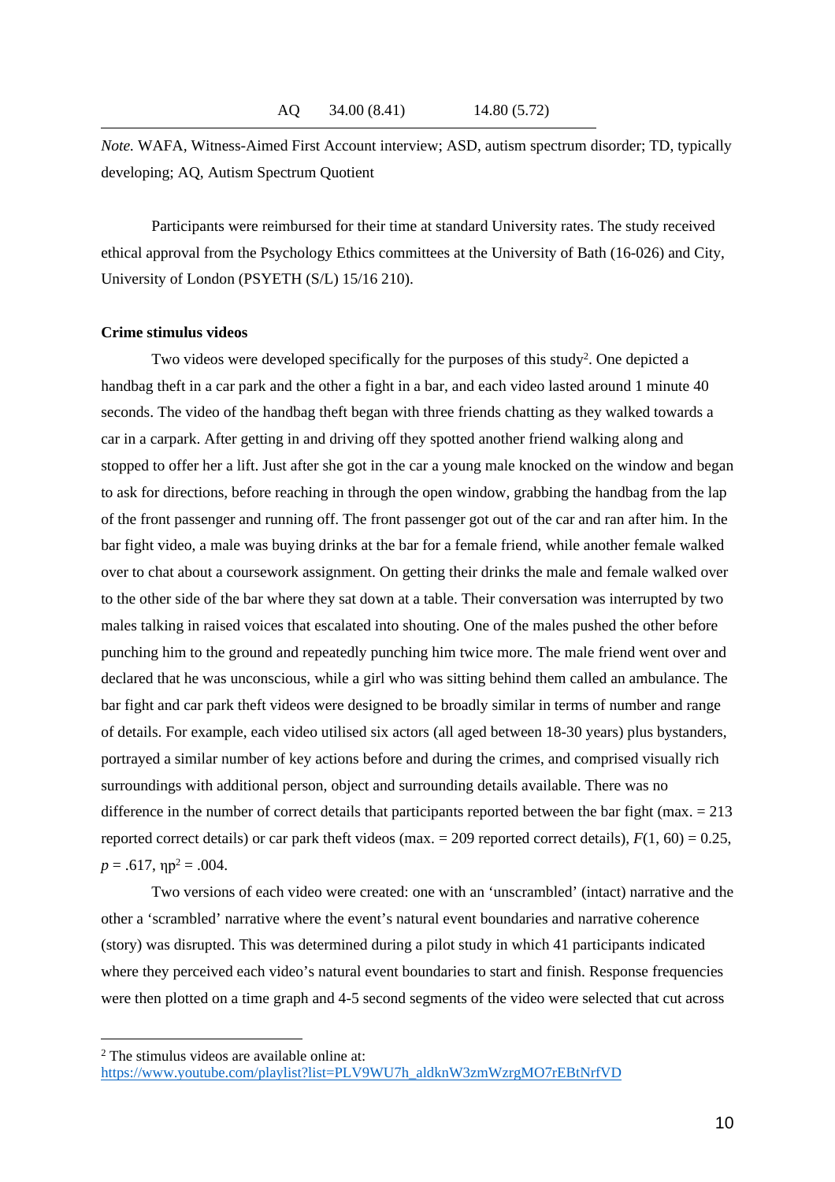| | | |
|---|---|---|
| AQ | 34.00 (8.41) | 14.80 (5.72) |

*Note.* WAFA, Witness-Aimed First Account interview; ASD, autism spectrum disorder; TD, typically developing; AQ, Autism Spectrum Quotient

Participants were reimbursed for their time at standard University rates. The study received ethical approval from the Psychology Ethics committees at the University of Bath (16-026) and City, University of London (PSYETH (S/L) 15/16 210).

**Crime stimulus videos**

Two videos were developed specifically for the purposes of this study[2]. One depicted a handbag theft in a car park and the other a fight in a bar, and each video lasted around 1 minute 40 seconds. The video of the handbag theft began with three friends chatting as they walked towards a car in a carpark. After getting in and driving off they spotted another friend walking along and stopped to offer her a lift. Just after she got in the car a young male knocked on the window and began to ask for directions, before reaching in through the open window, grabbing the handbag from the lap of the front passenger and running off. The front passenger got out of the car and ran after him. In the bar fight video, a male was buying drinks at the bar for a female friend, while another female walked over to chat about a coursework assignment. On getting their drinks the male and female walked over to the other side of the bar where they sat down at a table. Their conversation was interrupted by two males talking in raised voices that escalated into shouting. One of the males pushed the other before punching him to the ground and repeatedly punching him twice more. The male friend went over and declared that he was unconscious, while a girl who was sitting behind them called an ambulance. The bar fight and car park theft videos were designed to be broadly similar in terms of number and range of details. For example, each video utilised six actors (all aged between 18-30 years) plus bystanders, portrayed a similar number of key actions before and during the crimes, and comprised visually rich surroundings with additional person, object and surrounding details available. There was no difference in the number of correct details that participants reported between the bar fight (max. = 213 reported correct details) or car park theft videos (max. = 209 reported correct details), $F(1, 60) = 0.25$, $p = .617$, $\eta p^2 = .004$.

Two versions of each video were created: one with an 'unscrambled' (intact) narrative and the other a 'scrambled' narrative where the event's natural event boundaries and narrative coherence (story) was disrupted. This was determined during a pilot study in which 41 participants indicated where they perceived each video's natural event boundaries to start and finish. Response frequencies were then plotted on a time graph and 4-5 second segments of the video were selected that cut across

[2] The stimulus videos are available online at: https://www.youtube.com/playlist?list=PLV9WU7h_aldknW3zmWzrgMO7rEBtNrfVD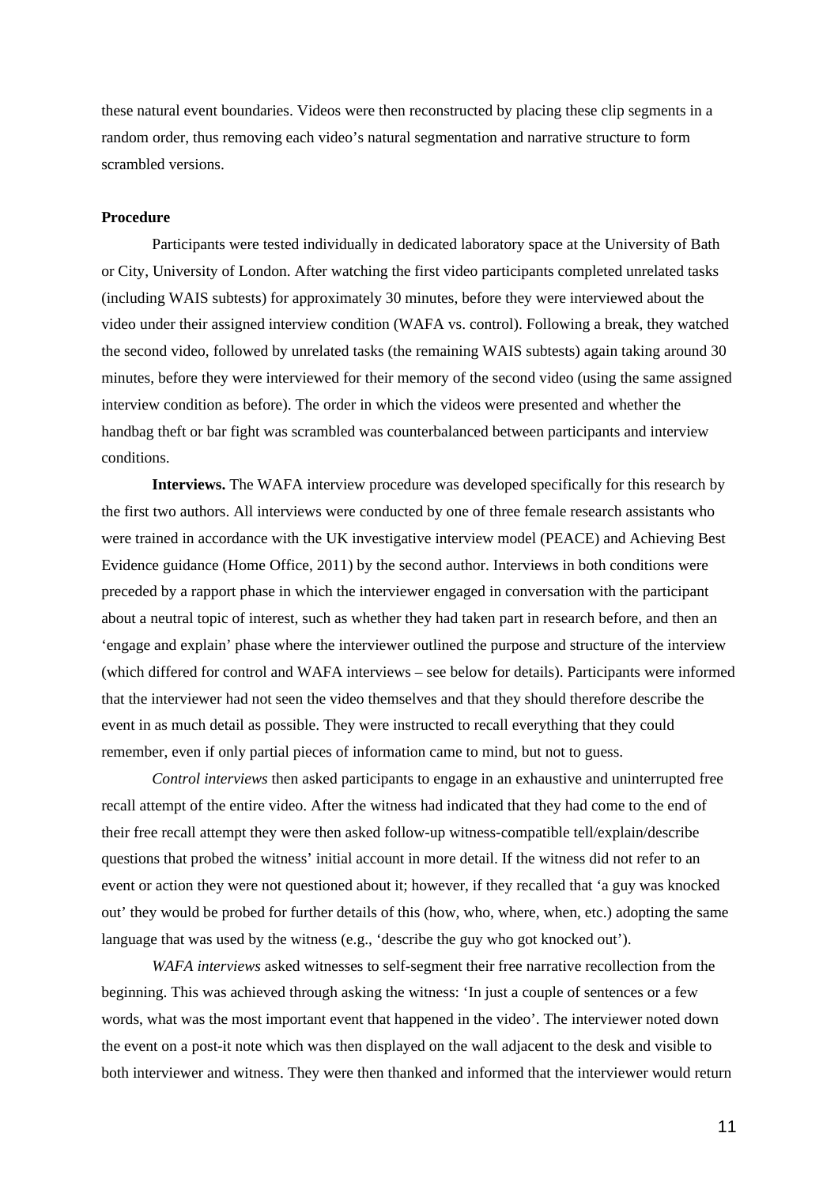these natural event boundaries. Videos were then reconstructed by placing these clip segments in a random order, thus removing each video's natural segmentation and narrative structure to form scrambled versions.

**Procedure**

Participants were tested individually in dedicated laboratory space at the University of Bath or City, University of London. After watching the first video participants completed unrelated tasks (including WAIS subtests) for approximately 30 minutes, before they were interviewed about the video under their assigned interview condition (WAFA vs. control). Following a break, they watched the second video, followed by unrelated tasks (the remaining WAIS subtests) again taking around 30 minutes, before they were interviewed for their memory of the second video (using the same assigned interview condition as before). The order in which the videos were presented and whether the handbag theft or bar fight was scrambled was counterbalanced between participants and interview conditions.

**Interviews.** The WAFA interview procedure was developed specifically for this research by the first two authors. All interviews were conducted by one of three female research assistants who were trained in accordance with the UK investigative interview model (PEACE) and Achieving Best Evidence guidance (Home Office, 2011) by the second author. Interviews in both conditions were preceded by a rapport phase in which the interviewer engaged in conversation with the participant about a neutral topic of interest, such as whether they had taken part in research before, and then an 'engage and explain' phase where the interviewer outlined the purpose and structure of the interview (which differed for control and WAFA interviews – see below for details). Participants were informed that the interviewer had not seen the video themselves and that they should therefore describe the event in as much detail as possible. They were instructed to recall everything that they could remember, even if only partial pieces of information came to mind, but not to guess.

*Control interviews* then asked participants to engage in an exhaustive and uninterrupted free recall attempt of the entire video. After the witness had indicated that they had come to the end of their free recall attempt they were then asked follow-up witness-compatible tell/explain/describe questions that probed the witness' initial account in more detail. If the witness did not refer to an event or action they were not questioned about it; however, if they recalled that 'a guy was knocked out' they would be probed for further details of this (how, who, where, when, etc.) adopting the same language that was used by the witness (e.g., 'describe the guy who got knocked out').

*WAFA interviews* asked witnesses to self-segment their free narrative recollection from the beginning. This was achieved through asking the witness: 'In just a couple of sentences or a few words, what was the most important event that happened in the video'. The interviewer noted down the event on a post-it note which was then displayed on the wall adjacent to the desk and visible to both interviewer and witness. They were then thanked and informed that the interviewer would return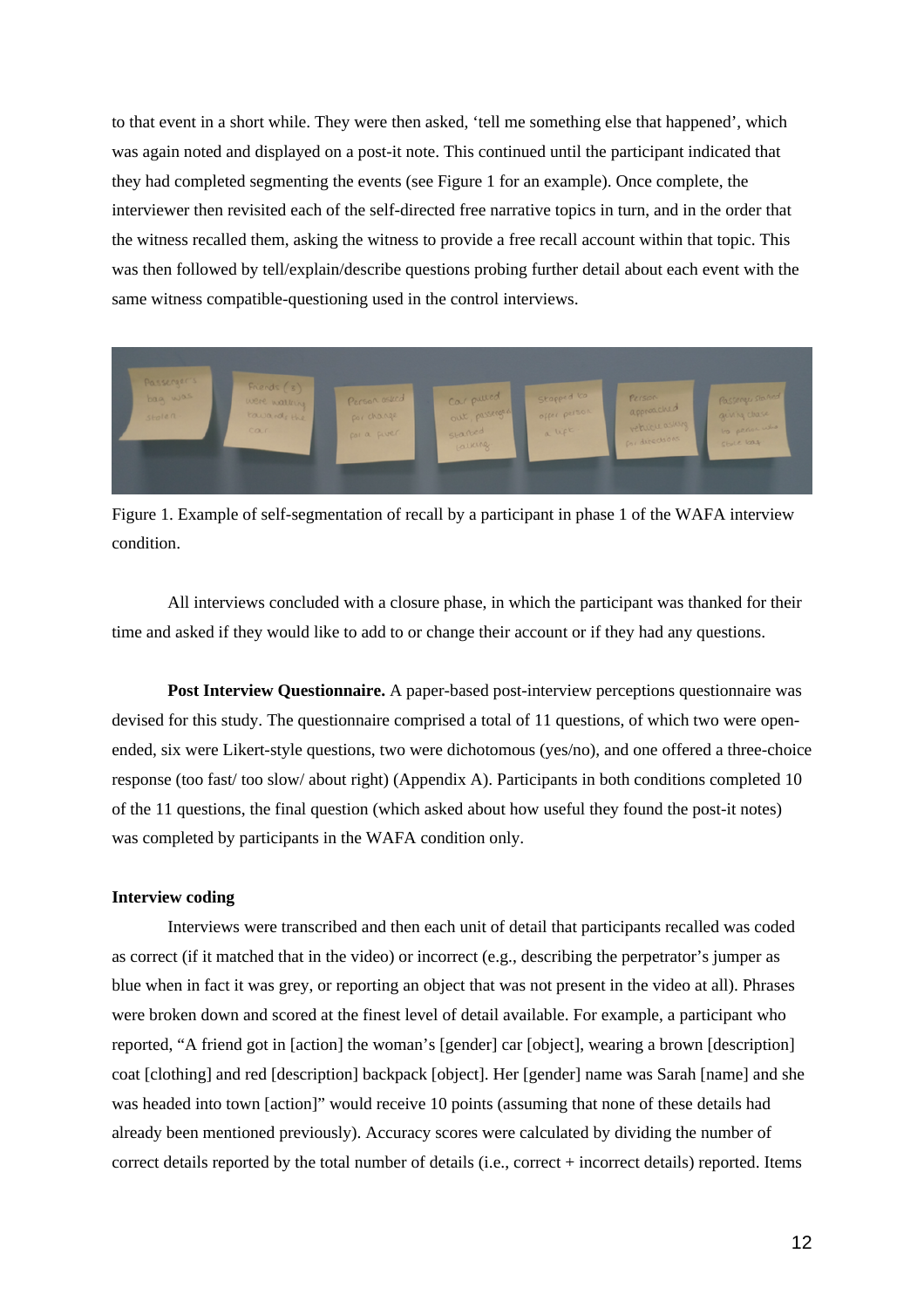to that event in a short while. They were then asked, 'tell me something else that happened', which was again noted and displayed on a post-it note. This continued until the participant indicated that they had completed segmenting the events (see Figure 1 for an example). Once complete, the interviewer then revisited each of the self-directed free narrative topics in turn, and in the order that the witness recalled them, asking the witness to provide a free recall account within that topic. This was then followed by tell/explain/describe questions probing further detail about each event with the same witness compatible-questioning used in the control interviews.

Figure 1. Example of self-segmentation of recall by a participant in phase 1 of the WAFA interview condition.

All interviews concluded with a closure phase, in which the participant was thanked for their time and asked if they would like to add to or change their account or if they had any questions.

**Post Interview Questionnaire.** A paper-based post-interview perceptions questionnaire was devised for this study. The questionnaire comprised a total of 11 questions, of which two were open-ended, six were Likert-style questions, two were dichotomous (yes/no), and one offered a three-choice response (too fast/ too slow/ about right) (Appendix A). Participants in both conditions completed 10 of the 11 questions, the final question (which asked about how useful they found the post-it notes) was completed by participants in the WAFA condition only.

**Interview coding**

Interviews were transcribed and then each unit of detail that participants recalled was coded as correct (if it matched that in the video) or incorrect (e.g., describing the perpetrator's jumper as blue when in fact it was grey, or reporting an object that was not present in the video at all). Phrases were broken down and scored at the finest level of detail available. For example, a participant who reported, "A friend got in [action] the woman's [gender] car [object], wearing a brown [description] coat [clothing] and red [description] backpack [object]. Her [gender] name was Sarah [name] and she was headed into town [action]" would receive 10 points (assuming that none of these details had already been mentioned previously). Accuracy scores were calculated by dividing the number of correct details reported by the total number of details (i.e., correct + incorrect details) reported. Items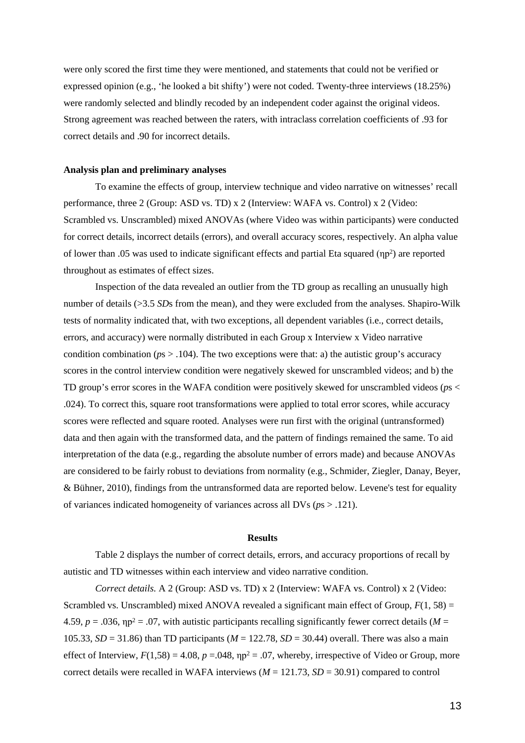were only scored the first time they were mentioned, and statements that could not be verified or expressed opinion (e.g., 'he looked a bit shifty') were not coded. Twenty-three interviews (18.25%) were randomly selected and blindly recoded by an independent coder against the original videos. Strong agreement was reached between the raters, with intraclass correlation coefficients of .93 for correct details and .90 for incorrect details.

**Analysis plan and preliminary analyses**

To examine the effects of group, interview technique and video narrative on witnesses' recall performance, three 2 (Group: ASD vs. TD) x 2 (Interview: WAFA vs. Control) x 2 (Video: Scrambled vs. Unscrambled) mixed ANOVAs (where Video was within participants) were conducted for correct details, incorrect details (errors), and overall accuracy scores, respectively. An alpha value of lower than .05 was used to indicate significant effects and partial Eta squared ($\eta p^2$) are reported throughout as estimates of effect sizes.

Inspection of the data revealed an outlier from the TD group as recalling an unusually high number of details (>3.5 *SD*s from the mean), and they were excluded from the analyses. Shapiro-Wilk tests of normality indicated that, with two exceptions, all dependent variables (i.e., correct details, errors, and accuracy) were normally distributed in each Group x Interview x Video narrative condition combination (*p*s > .104). The two exceptions were that: a) the autistic group's accuracy scores in the control interview condition were negatively skewed for unscrambled videos; and b) the TD group's error scores in the WAFA condition were positively skewed for unscrambled videos (*p*s < .024). To correct this, square root transformations were applied to total error scores, while accuracy scores were reflected and square rooted. Analyses were run first with the original (untransformed) data and then again with the transformed data, and the pattern of findings remained the same. To aid interpretation of the data (e.g., regarding the absolute number of errors made) and because ANOVAs are considered to be fairly robust to deviations from normality (e.g., Schmider, Ziegler, Danay, Beyer, & Bühner, 2010), findings from the untransformed data are reported below. Levene's test for equality of variances indicated homogeneity of variances across all DVs (*p*s > .121).

## Results

Table 2 displays the number of correct details, errors, and accuracy proportions of recall by autistic and TD witnesses within each interview and video narrative condition.

*Correct details.* A 2 (Group: ASD vs. TD) x 2 (Interview: WAFA vs. Control) x 2 (Video: Scrambled vs. Unscrambled) mixed ANOVA revealed a significant main effect of Group, $F(1, 58) = 4.59$, $p = .036$, $\eta p^2 = .07$, with autistic participants recalling significantly fewer correct details ($M = 105.33$, $SD = 31.86$) than TD participants ($M = 122.78$, $SD = 30.44$) overall. There was also a main effect of Interview, $F(1,58) = 4.08$, $p = .048$, $\eta p^2 = .07$, whereby, irrespective of Video or Group, more correct details were recalled in WAFA interviews ($M = 121.73$, $SD = 30.91$) compared to control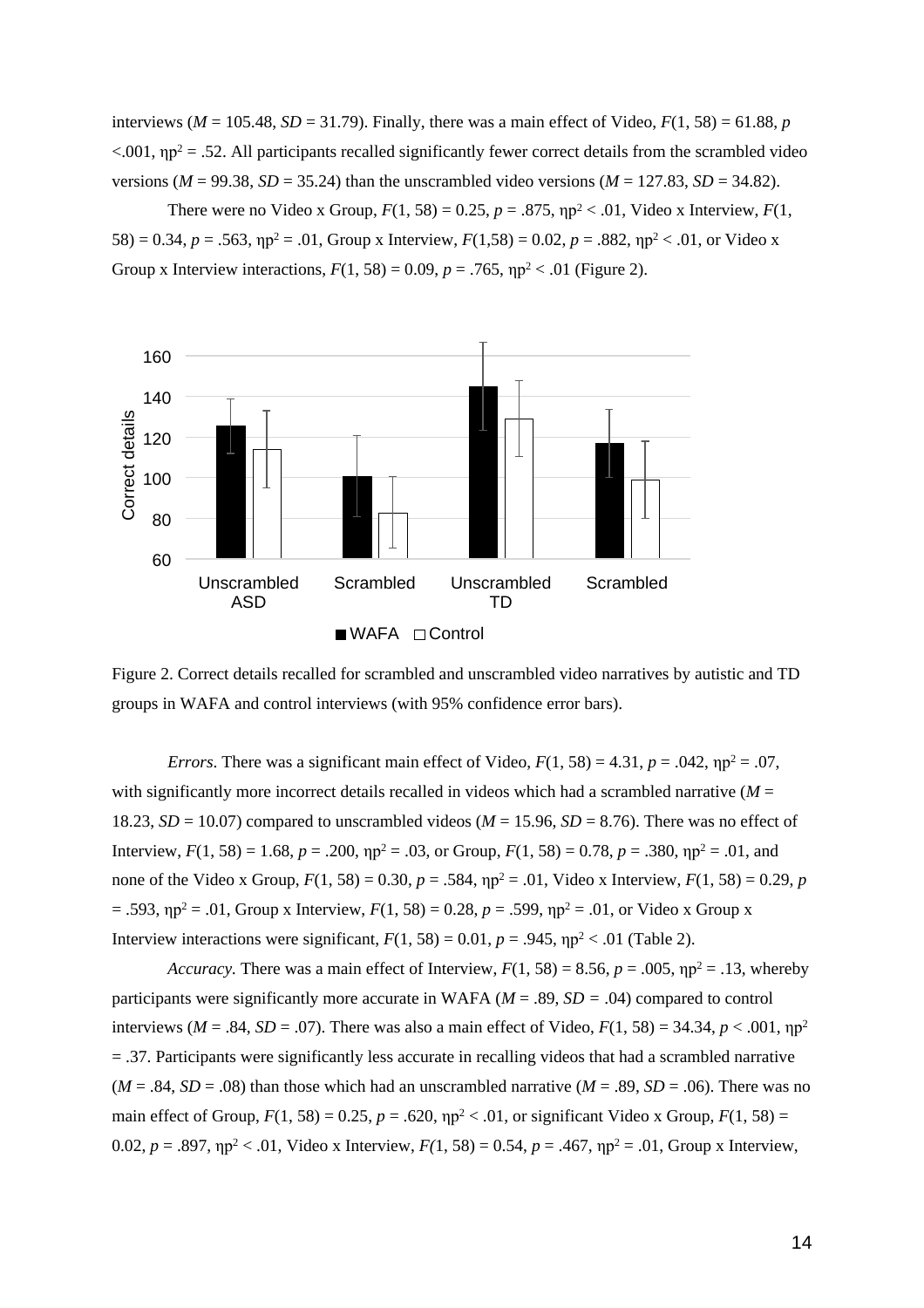interviews ($M$ = 105.48, $SD$ = 31.79). Finally, there was a main effect of Video, $F(1, 58) = 61.88$, $p < .001$, $\eta p^2 = .52$. All participants recalled significantly fewer correct details from the scrambled video versions ($M$ = 99.38, $SD$ = 35.24) than the unscrambled video versions ($M$ = 127.83, $SD$ = 34.82).

There were no Video x Group, $F(1, 58) = 0.25$, $p = .875$, $\eta p^2 < .01$, Video x Interview, $F(1, 58) = 0.34$, $p = .563$, $\eta p^2 = .01$, Group x Interview, $F(1,58) = 0.02$, $p = .882$, $\eta p^2 < .01$, or Video x Group x Interview interactions, $F(1, 58) = 0.09$, $p = .765$, $\eta p^2 < .01$ (Figure 2).

Figure 2. Correct details recalled for scrambled and unscrambled video narratives by autistic and TD groups in WAFA and control interviews (with 95% confidence error bars).

*Errors.* There was a significant main effect of Video, $F(1, 58) = 4.31$, $p = .042$, $\eta p^2 = .07$, with significantly more incorrect details recalled in videos which had a scrambled narrative ($M$ = 18.23, $SD$ = 10.07) compared to unscrambled videos ($M$ = 15.96, $SD$ = 8.76). There was no effect of Interview, $F(1, 58) = 1.68$, $p = .200$, $\eta p^2 = .03$, or Group, $F(1, 58) = 0.78$, $p = .380$, $\eta p^2 = .01$, and none of the Video x Group, $F(1, 58) = 0.30$, $p = .584$, $\eta p^2 = .01$, Video x Interview, $F(1, 58) = 0.29$, $p = .593$, $\eta p^2 = .01$, Group x Interview, $F(1, 58) = 0.28$, $p = .599$, $\eta p^2 = .01$, or Video x Group x Interview interactions were significant, $F(1, 58) = 0.01$, $p = .945$, $\eta p^2 < .01$ (Table 2).

*Accuracy.* There was a main effect of Interview, $F(1, 58) = 8.56$, $p = .005$, $\eta p^2 = .13$, whereby participants were significantly more accurate in WAFA ($M$ = .89, $SD$ = .04) compared to control interviews ($M$ = .84, $SD$ = .07). There was also a main effect of Video, $F(1, 58) = 34.34$, $p < .001$, $\eta p^2 = .37$. Participants were significantly less accurate in recalling videos that had a scrambled narrative ($M$ = .84, $SD$ = .08) than those which had an unscrambled narrative ($M$ = .89, $SD$ = .06). There was no main effect of Group, $F(1, 58) = 0.25$, $p = .620$, $\eta p^2 < .01$, or significant Video x Group, $F(1, 58) = 0.02$, $p = .897$, $\eta p^2 < .01$, Video x Interview, $F(1, 58) = 0.54$, $p = .467$, $\eta p^2 = .01$, Group x Interview,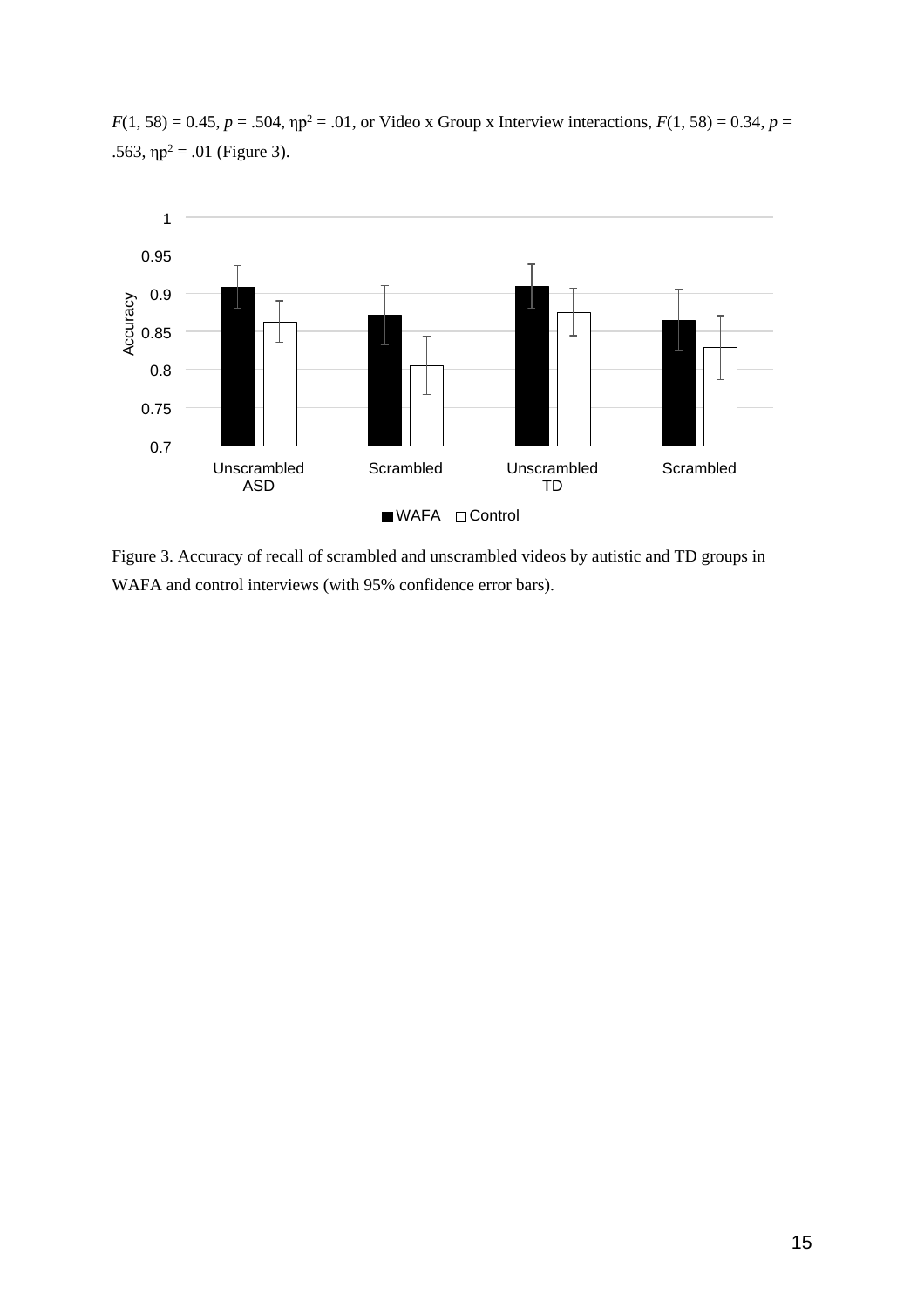$F(1, 58) = 0.45$, $p = .504$, $\eta p^2 = .01$, or Video x Group x Interview interactions, $F(1, 58) = 0.34$, $p = .563$, $\eta p^2 = .01$ (Figure 3).

Figure 3. Accuracy of recall of scrambled and unscrambled videos by autistic and TD groups in WAFA and control interviews (with 95% confidence error bars).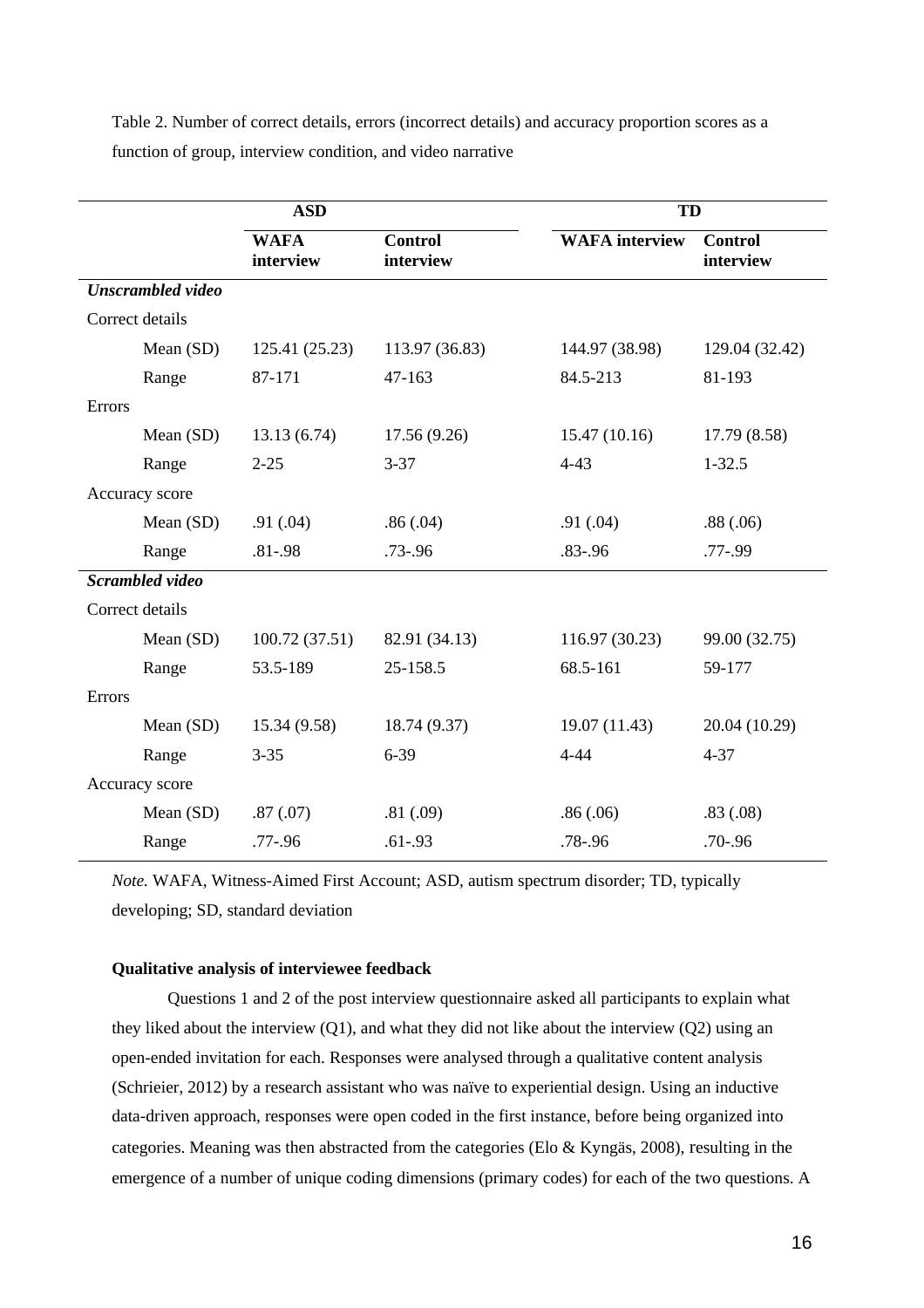Table 2. Number of correct details, errors (incorrect details) and accuracy proportion scores as a function of group, interview condition, and video narrative

| | ASD | | TD | |
|---|---|---|---|---|
| | **WAFA interview** | **Control interview** | **WAFA interview** | **Control interview** |
| ***Unscrambled video*** | | | | |
| Correct details | | | | |
| Mean (SD) | 125.41 (25.23) | 113.97 (36.83) | 144.97 (38.98) | 129.04 (32.42) |
| Range | 87-171 | 47-163 | 84.5-213 | 81-193 |
| Errors | | | | |
| Mean (SD) | 13.13 (6.74) | 17.56 (9.26) | 15.47 (10.16) | 17.79 (8.58) |
| Range | 2-25 | 3-37 | 4-43 | 1-32.5 |
| Accuracy score | | | | |
| Mean (SD) | .91 (.04) | .86 (.04) | .91 (.04) | .88 (.06) |
| Range | .81-.98 | .73-.96 | .83-.96 | .77-.99 |
| ***Scrambled video*** | | | | |
| Correct details | | | | |
| Mean (SD) | 100.72 (37.51) | 82.91 (34.13) | 116.97 (30.23) | 99.00 (32.75) |
| Range | 53.5-189 | 25-158.5 | 68.5-161 | 59-177 |
| Errors | | | | |
| Mean (SD) | 15.34 (9.58) | 18.74 (9.37) | 19.07 (11.43) | 20.04 (10.29) |
| Range | 3-35 | 6-39 | 4-44 | 4-37 |
| Accuracy score | | | | |
| Mean (SD) | .87 (.07) | .81 (.09) | .86 (.06) | .83 (.08) |
| Range | .77-.96 | .61-.93 | .78-.96 | .70-.96 |

*Note.* WAFA, Witness-Aimed First Account; ASD, autism spectrum disorder; TD, typically developing; SD, standard deviation

**Qualitative analysis of interviewee feedback**

Questions 1 and 2 of the post interview questionnaire asked all participants to explain what they liked about the interview (Q1), and what they did not like about the interview (Q2) using an open-ended invitation for each. Responses were analysed through a qualitative content analysis (Schrieier, 2012) by a research assistant who was naïve to experiential design. Using an inductive data-driven approach, responses were open coded in the first instance, before being organized into categories. Meaning was then abstracted from the categories (Elo & Kyngäs, 2008), resulting in the emergence of a number of unique coding dimensions (primary codes) for each of the two questions. A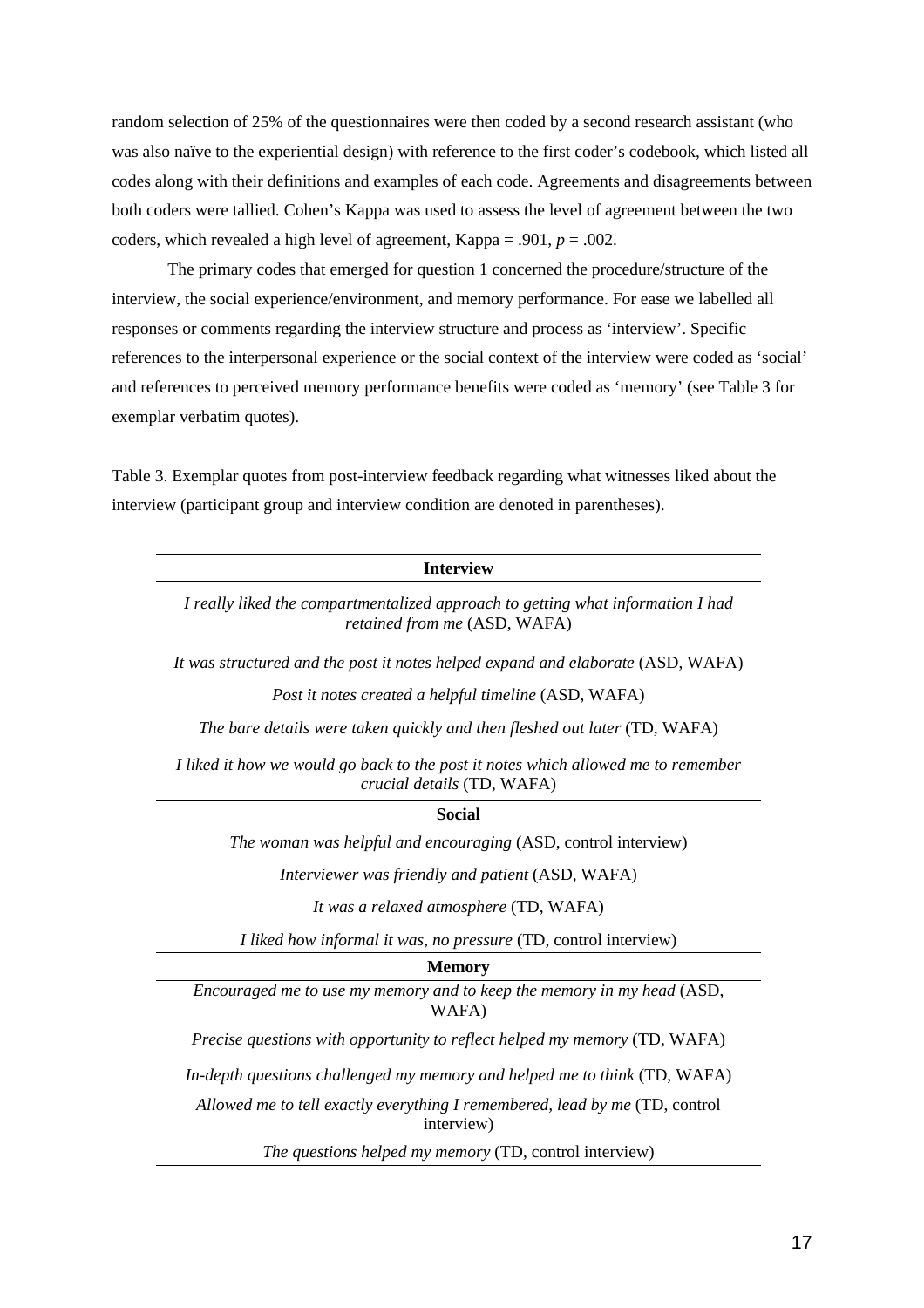random selection of 25% of the questionnaires were then coded by a second research assistant (who was also naïve to the experiential design) with reference to the first coder's codebook, which listed all codes along with their definitions and examples of each code. Agreements and disagreements between both coders were tallied. Cohen's Kappa was used to assess the level of agreement between the two coders, which revealed a high level of agreement, Kappa = .901, $p$ = .002.

The primary codes that emerged for question 1 concerned the procedure/structure of the interview, the social experience/environment, and memory performance. For ease we labelled all responses or comments regarding the interview structure and process as 'interview'. Specific references to the interpersonal experience or the social context of the interview were coded as 'social' and references to perceived memory performance benefits were coded as 'memory' (see Table 3 for exemplar verbatim quotes).

Table 3. Exemplar quotes from post-interview feedback regarding what witnesses liked about the interview (participant group and interview condition are denoted in parentheses).

| **Interview** |
|---|
| *I really liked the compartmentalized approach to getting what information I had retained from me* (ASD, WAFA) |
| *It was structured and the post it notes helped expand and elaborate* (ASD, WAFA) |
| *Post it notes created a helpful timeline* (ASD, WAFA) |
| *The bare details were taken quickly and then fleshed out later* (TD, WAFA) |
| *I liked it how we would go back to the post it notes which allowed me to remember crucial details* (TD, WAFA) |
| **Social** |
| *The woman was helpful and encouraging* (ASD, control interview) |
| *Interviewer was friendly and patient* (ASD, WAFA) |
| *It was a relaxed atmosphere* (TD, WAFA) |
| *I liked how informal it was, no pressure* (TD, control interview) |
| **Memory** |
| *Encouraged me to use my memory and to keep the memory in my head* (ASD, WAFA) |
| *Precise questions with opportunity to reflect helped my memory* (TD, WAFA) |
| *In-depth questions challenged my memory and helped me to think* (TD, WAFA) |
| *Allowed me to tell exactly everything I remembered, lead by me* (TD, control interview) |
| *The questions helped my memory* (TD, control interview) |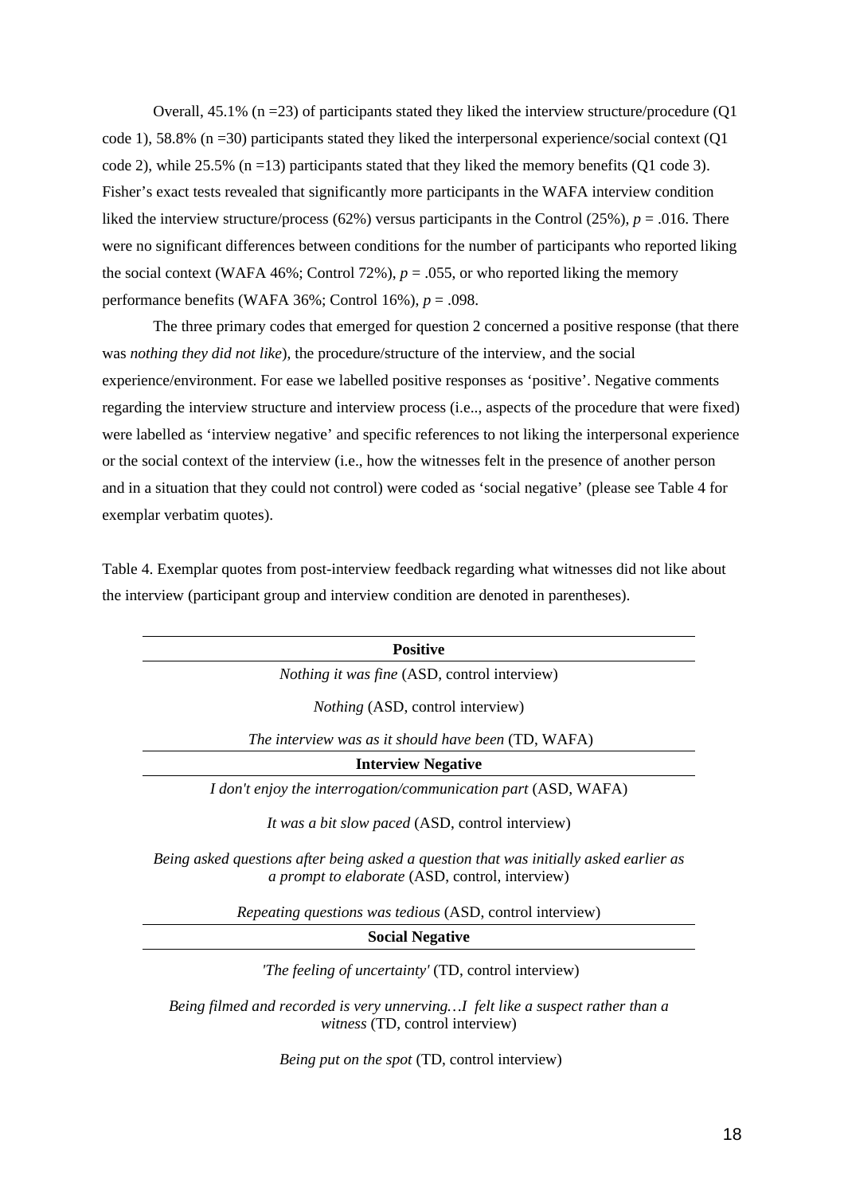Overall, 45.1% (n =23) of participants stated they liked the interview structure/procedure (Q1 code 1), 58.8% (n =30) participants stated they liked the interpersonal experience/social context (Q1 code 2), while 25.5% (n =13) participants stated that they liked the memory benefits (Q1 code 3). Fisher's exact tests revealed that significantly more participants in the WAFA interview condition liked the interview structure/process (62%) versus participants in the Control (25%), $p$ = .016. There were no significant differences between conditions for the number of participants who reported liking the social context (WAFA 46%; Control 72%), $p$ = .055, or who reported liking the memory performance benefits (WAFA 36%; Control 16%), $p$ = .098.

The three primary codes that emerged for question 2 concerned a positive response (that there was *nothing they did not like*), the procedure/structure of the interview, and the social experience/environment. For ease we labelled positive responses as 'positive'. Negative comments regarding the interview structure and interview process (i.e.., aspects of the procedure that were fixed) were labelled as 'interview negative' and specific references to not liking the interpersonal experience or the social context of the interview (i.e., how the witnesses felt in the presence of another person and in a situation that they could not control) were coded as 'social negative' (please see Table 4 for exemplar verbatim quotes).

Table 4. Exemplar quotes from post-interview feedback regarding what witnesses did not like about the interview (participant group and interview condition are denoted in parentheses).

| **Positive** |
|---|
| *Nothing it was fine* (ASD, control interview) |
| *Nothing* (ASD, control interview) |
| *The interview was as it should have been* (TD, WAFA) |
| **Interview Negative** |
| *I don't enjoy the interrogation/communication part* (ASD, WAFA) |
| *It was a bit slow paced* (ASD, control interview) |
| *Being asked questions after being asked a question that was initially asked earlier as a prompt to elaborate* (ASD, control, interview) |
| *Repeating questions was tedious* (ASD, control interview) |
| **Social Negative** |
| *'The feeling of uncertainty'* (TD, control interview) |
| *Being filmed and recorded is very unnerving…I felt like a suspect rather than a witness* (TD, control interview) |
| *Being put on the spot* (TD, control interview) |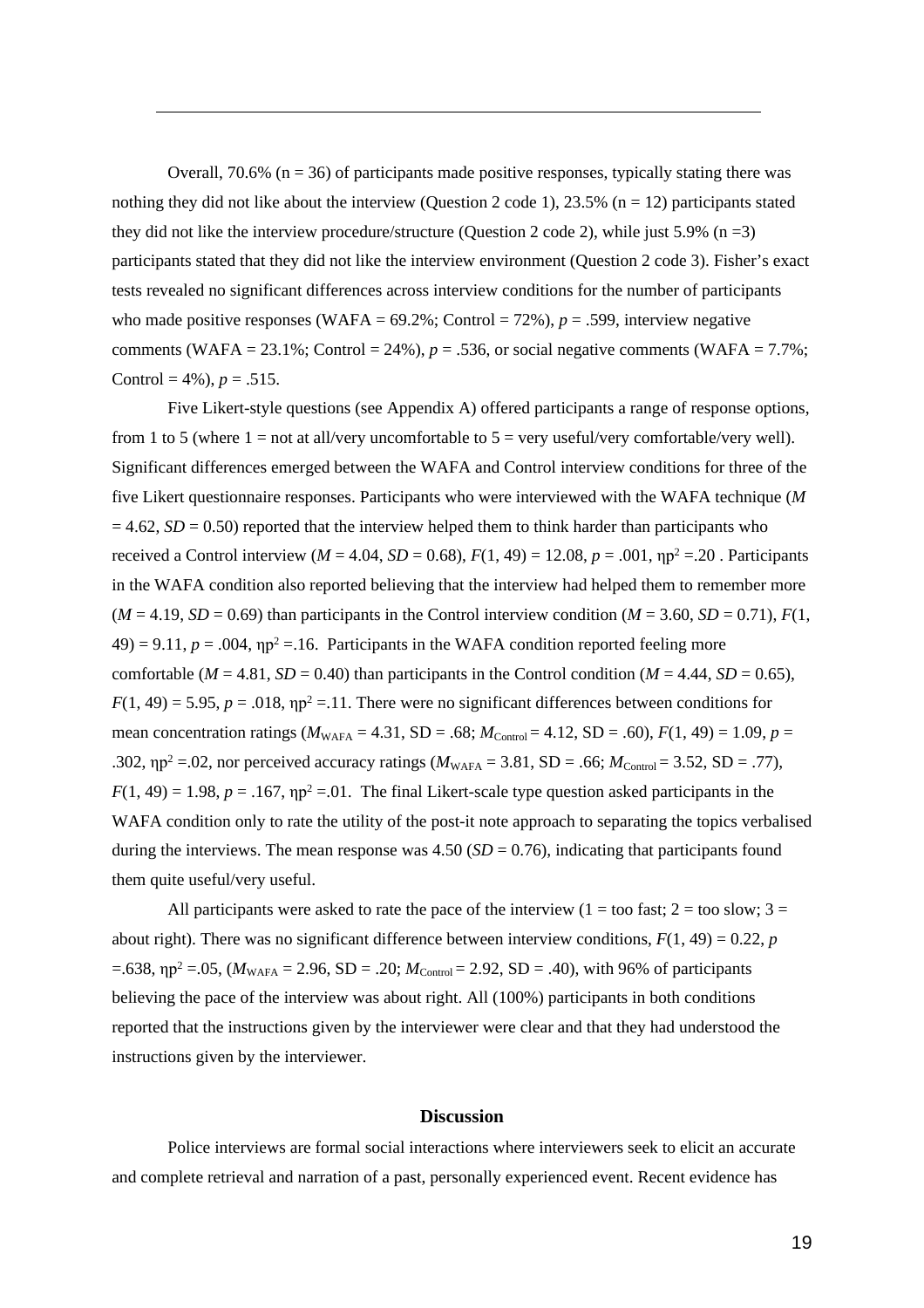Overall, 70.6% (n = 36) of participants made positive responses, typically stating there was nothing they did not like about the interview (Question 2 code 1), 23.5% (n = 12) participants stated they did not like the interview procedure/structure (Question 2 code 2), while just 5.9% (n =3) participants stated that they did not like the interview environment (Question 2 code 3). Fisher's exact tests revealed no significant differences across interview conditions for the number of participants who made positive responses (WAFA = 69.2%; Control = 72%), $p$ = .599, interview negative comments (WAFA = 23.1%; Control = 24%), $p$ = .536, or social negative comments (WAFA = 7.7%; Control = 4%), $p$ = .515.

Five Likert-style questions (see Appendix A) offered participants a range of response options, from 1 to 5 (where 1 = not at all/very uncomfortable to 5 = very useful/very comfortable/very well). Significant differences emerged between the WAFA and Control interview conditions for three of the five Likert questionnaire responses. Participants who were interviewed with the WAFA technique ($M$ = 4.62, $SD$ = 0.50) reported that the interview helped them to think harder than participants who received a Control interview ($M$ = 4.04, $SD$ = 0.68), $F(1, 49)$ = 12.08, $p$ = .001, $\eta p^2$ =.20 . Participants in the WAFA condition also reported believing that the interview had helped them to remember more ($M$ = 4.19, $SD$ = 0.69) than participants in the Control interview condition ($M$ = 3.60, $SD$ = 0.71), $F(1, 49)$ = 9.11, $p$ = .004, $\eta p^2$ =.16. Participants in the WAFA condition reported feeling more comfortable ($M$ = 4.81, $SD$ = 0.40) than participants in the Control condition ($M$ = 4.44, $SD$ = 0.65), $F(1, 49)$ = 5.95, $p$ = .018, $\eta p^2$ =.11. There were no significant differences between conditions for mean concentration ratings ($M_{\text{WAFA}}$ = 4.31, SD = .68; $M_{\text{Control}}$ = 4.12, SD = .60), $F(1, 49)$ = 1.09, $p$ = .302, $\eta p^2$ =.02, nor perceived accuracy ratings ($M_{\text{WAFA}}$ = 3.81, SD = .66; $M_{\text{Control}}$ = 3.52, SD = .77), $F(1, 49)$ = 1.98, $p$ = .167, $\eta p^2$ =.01. The final Likert-scale type question asked participants in the WAFA condition only to rate the utility of the post-it note approach to separating the topics verbalised during the interviews. The mean response was 4.50 ($SD$ = 0.76), indicating that participants found them quite useful/very useful.

All participants were asked to rate the pace of the interview (1 = too fast; 2 = too slow; 3 = about right). There was no significant difference between interview conditions, $F(1, 49)$ = 0.22, $p$ =.638, $\eta p^2$ =.05, ($M_{\text{WAFA}}$ = 2.96, SD = .20; $M_{\text{Control}}$ = 2.92, SD = .40), with 96% of participants believing the pace of the interview was about right. All (100%) participants in both conditions reported that the instructions given by the interviewer were clear and that they had understood the instructions given by the interviewer.

## Discussion

Police interviews are formal social interactions where interviewers seek to elicit an accurate and complete retrieval and narration of a past, personally experienced event. Recent evidence has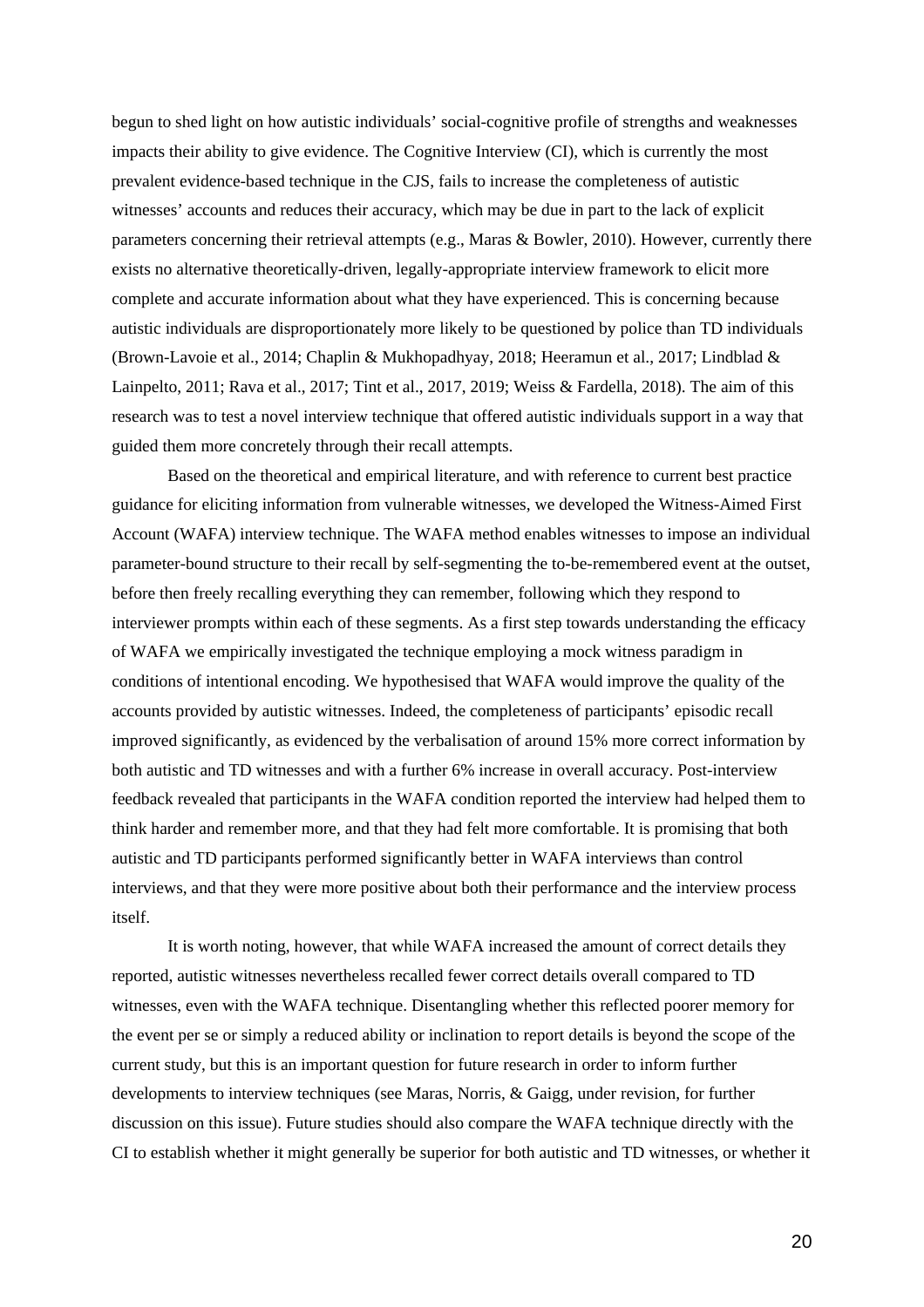begun to shed light on how autistic individuals' social-cognitive profile of strengths and weaknesses impacts their ability to give evidence. The Cognitive Interview (CI), which is currently the most prevalent evidence-based technique in the CJS, fails to increase the completeness of autistic witnesses' accounts and reduces their accuracy, which may be due in part to the lack of explicit parameters concerning their retrieval attempts (e.g., Maras & Bowler, 2010). However, currently there exists no alternative theoretically-driven, legally-appropriate interview framework to elicit more complete and accurate information about what they have experienced. This is concerning because autistic individuals are disproportionately more likely to be questioned by police than TD individuals (Brown-Lavoie et al., 2014; Chaplin & Mukhopadhyay, 2018; Heeramun et al., 2017; Lindblad & Lainpelto, 2011; Rava et al., 2017; Tint et al., 2017, 2019; Weiss & Fardella, 2018). The aim of this research was to test a novel interview technique that offered autistic individuals support in a way that guided them more concretely through their recall attempts.

Based on the theoretical and empirical literature, and with reference to current best practice guidance for eliciting information from vulnerable witnesses, we developed the Witness-Aimed First Account (WAFA) interview technique. The WAFA method enables witnesses to impose an individual parameter-bound structure to their recall by self-segmenting the to-be-remembered event at the outset, before then freely recalling everything they can remember, following which they respond to interviewer prompts within each of these segments. As a first step towards understanding the efficacy of WAFA we empirically investigated the technique employing a mock witness paradigm in conditions of intentional encoding. We hypothesised that WAFA would improve the quality of the accounts provided by autistic witnesses. Indeed, the completeness of participants' episodic recall improved significantly, as evidenced by the verbalisation of around 15% more correct information by both autistic and TD witnesses and with a further 6% increase in overall accuracy. Post-interview feedback revealed that participants in the WAFA condition reported the interview had helped them to think harder and remember more, and that they had felt more comfortable. It is promising that both autistic and TD participants performed significantly better in WAFA interviews than control interviews, and that they were more positive about both their performance and the interview process itself.

It is worth noting, however, that while WAFA increased the amount of correct details they reported, autistic witnesses nevertheless recalled fewer correct details overall compared to TD witnesses, even with the WAFA technique. Disentangling whether this reflected poorer memory for the event per se or simply a reduced ability or inclination to report details is beyond the scope of the current study, but this is an important question for future research in order to inform further developments to interview techniques (see Maras, Norris, & Gaigg, under revision, for further discussion on this issue). Future studies should also compare the WAFA technique directly with the CI to establish whether it might generally be superior for both autistic and TD witnesses, or whether it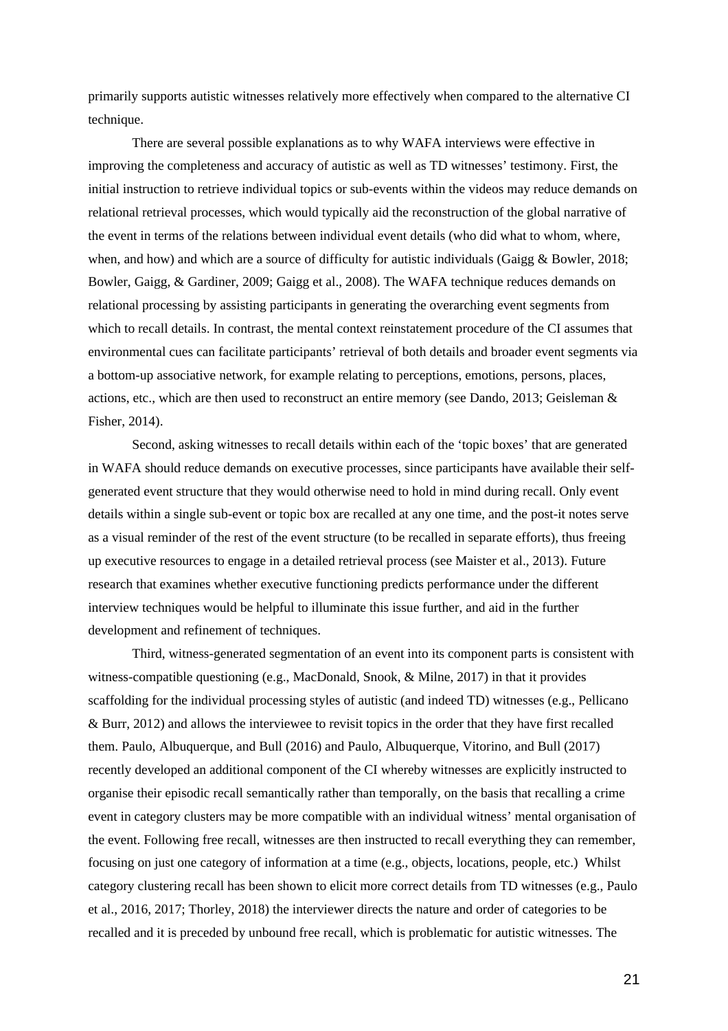primarily supports autistic witnesses relatively more effectively when compared to the alternative CI technique.

There are several possible explanations as to why WAFA interviews were effective in improving the completeness and accuracy of autistic as well as TD witnesses' testimony. First, the initial instruction to retrieve individual topics or sub-events within the videos may reduce demands on relational retrieval processes, which would typically aid the reconstruction of the global narrative of the event in terms of the relations between individual event details (who did what to whom, where, when, and how) and which are a source of difficulty for autistic individuals (Gaigg & Bowler, 2018; Bowler, Gaigg, & Gardiner, 2009; Gaigg et al., 2008). The WAFA technique reduces demands on relational processing by assisting participants in generating the overarching event segments from which to recall details. In contrast, the mental context reinstatement procedure of the CI assumes that environmental cues can facilitate participants' retrieval of both details and broader event segments via a bottom-up associative network, for example relating to perceptions, emotions, persons, places, actions, etc., which are then used to reconstruct an entire memory (see Dando, 2013; Geisleman & Fisher, 2014).

Second, asking witnesses to recall details within each of the 'topic boxes' that are generated in WAFA should reduce demands on executive processes, since participants have available their self-generated event structure that they would otherwise need to hold in mind during recall. Only event details within a single sub-event or topic box are recalled at any one time, and the post-it notes serve as a visual reminder of the rest of the event structure (to be recalled in separate efforts), thus freeing up executive resources to engage in a detailed retrieval process (see Maister et al., 2013). Future research that examines whether executive functioning predicts performance under the different interview techniques would be helpful to illuminate this issue further, and aid in the further development and refinement of techniques.

Third, witness-generated segmentation of an event into its component parts is consistent with witness-compatible questioning (e.g., MacDonald, Snook, & Milne, 2017) in that it provides scaffolding for the individual processing styles of autistic (and indeed TD) witnesses (e.g., Pellicano & Burr, 2012) and allows the interviewee to revisit topics in the order that they have first recalled them. Paulo, Albuquerque, and Bull (2016) and Paulo, Albuquerque, Vitorino, and Bull (2017) recently developed an additional component of the CI whereby witnesses are explicitly instructed to organise their episodic recall semantically rather than temporally, on the basis that recalling a crime event in category clusters may be more compatible with an individual witness' mental organisation of the event. Following free recall, witnesses are then instructed to recall everything they can remember, focusing on just one category of information at a time (e.g., objects, locations, people, etc.) Whilst category clustering recall has been shown to elicit more correct details from TD witnesses (e.g., Paulo et al., 2016, 2017; Thorley, 2018) the interviewer directs the nature and order of categories to be recalled and it is preceded by unbound free recall, which is problematic for autistic witnesses. The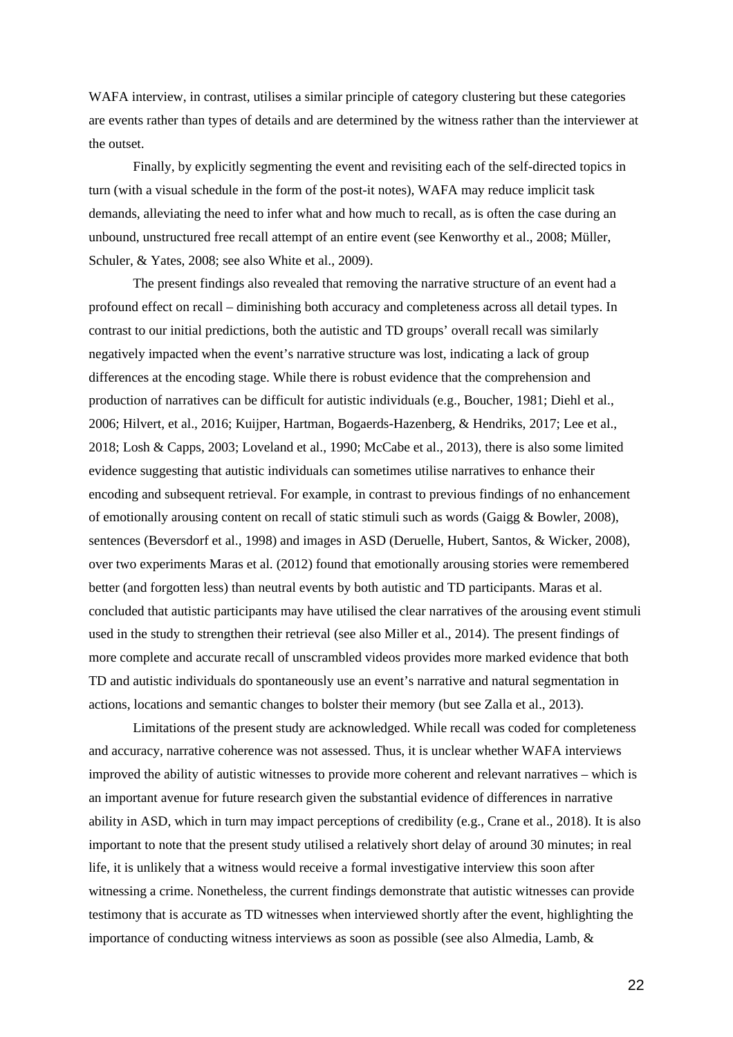WAFA interview, in contrast, utilises a similar principle of category clustering but these categories are events rather than types of details and are determined by the witness rather than the interviewer at the outset.

Finally, by explicitly segmenting the event and revisiting each of the self-directed topics in turn (with a visual schedule in the form of the post-it notes), WAFA may reduce implicit task demands, alleviating the need to infer what and how much to recall, as is often the case during an unbound, unstructured free recall attempt of an entire event (see Kenworthy et al., 2008; Müller, Schuler, & Yates, 2008; see also White et al., 2009).

The present findings also revealed that removing the narrative structure of an event had a profound effect on recall – diminishing both accuracy and completeness across all detail types. In contrast to our initial predictions, both the autistic and TD groups' overall recall was similarly negatively impacted when the event's narrative structure was lost, indicating a lack of group differences at the encoding stage. While there is robust evidence that the comprehension and production of narratives can be difficult for autistic individuals (e.g., Boucher, 1981; Diehl et al., 2006; Hilvert, et al., 2016; Kuijper, Hartman, Bogaerds-Hazenberg, & Hendriks, 2017; Lee et al., 2018; Losh & Capps, 2003; Loveland et al., 1990; McCabe et al., 2013), there is also some limited evidence suggesting that autistic individuals can sometimes utilise narratives to enhance their encoding and subsequent retrieval. For example, in contrast to previous findings of no enhancement of emotionally arousing content on recall of static stimuli such as words (Gaigg & Bowler, 2008), sentences (Beversdorf et al., 1998) and images in ASD (Deruelle, Hubert, Santos, & Wicker, 2008), over two experiments Maras et al. (2012) found that emotionally arousing stories were remembered better (and forgotten less) than neutral events by both autistic and TD participants. Maras et al. concluded that autistic participants may have utilised the clear narratives of the arousing event stimuli used in the study to strengthen their retrieval (see also Miller et al., 2014). The present findings of more complete and accurate recall of unscrambled videos provides more marked evidence that both TD and autistic individuals do spontaneously use an event's narrative and natural segmentation in actions, locations and semantic changes to bolster their memory (but see Zalla et al., 2013).

Limitations of the present study are acknowledged. While recall was coded for completeness and accuracy, narrative coherence was not assessed. Thus, it is unclear whether WAFA interviews improved the ability of autistic witnesses to provide more coherent and relevant narratives – which is an important avenue for future research given the substantial evidence of differences in narrative ability in ASD, which in turn may impact perceptions of credibility (e.g., Crane et al., 2018). It is also important to note that the present study utilised a relatively short delay of around 30 minutes; in real life, it is unlikely that a witness would receive a formal investigative interview this soon after witnessing a crime. Nonetheless, the current findings demonstrate that autistic witnesses can provide testimony that is accurate as TD witnesses when interviewed shortly after the event, highlighting the importance of conducting witness interviews as soon as possible (see also Almedia, Lamb, &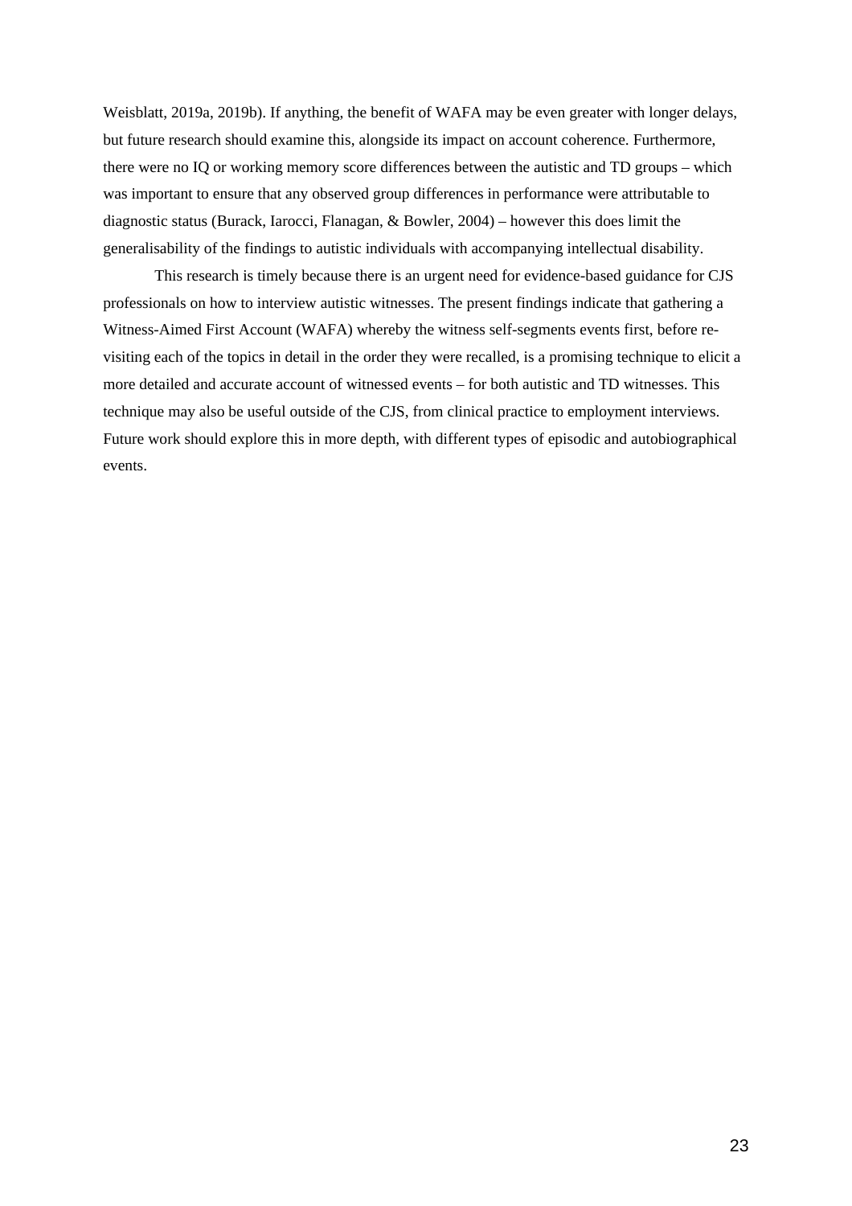Weisblatt, 2019a, 2019b). If anything, the benefit of WAFA may be even greater with longer delays, but future research should examine this, alongside its impact on account coherence. Furthermore, there were no IQ or working memory score differences between the autistic and TD groups – which was important to ensure that any observed group differences in performance were attributable to diagnostic status (Burack, Iarocci, Flanagan, & Bowler, 2004) – however this does limit the generalisability of the findings to autistic individuals with accompanying intellectual disability.

This research is timely because there is an urgent need for evidence-based guidance for CJS professionals on how to interview autistic witnesses. The present findings indicate that gathering a Witness-Aimed First Account (WAFA) whereby the witness self-segments events first, before re-visiting each of the topics in detail in the order they were recalled, is a promising technique to elicit a more detailed and accurate account of witnessed events – for both autistic and TD witnesses. This technique may also be useful outside of the CJS, from clinical practice to employment interviews. Future work should explore this in more depth, with different types of episodic and autobiographical events.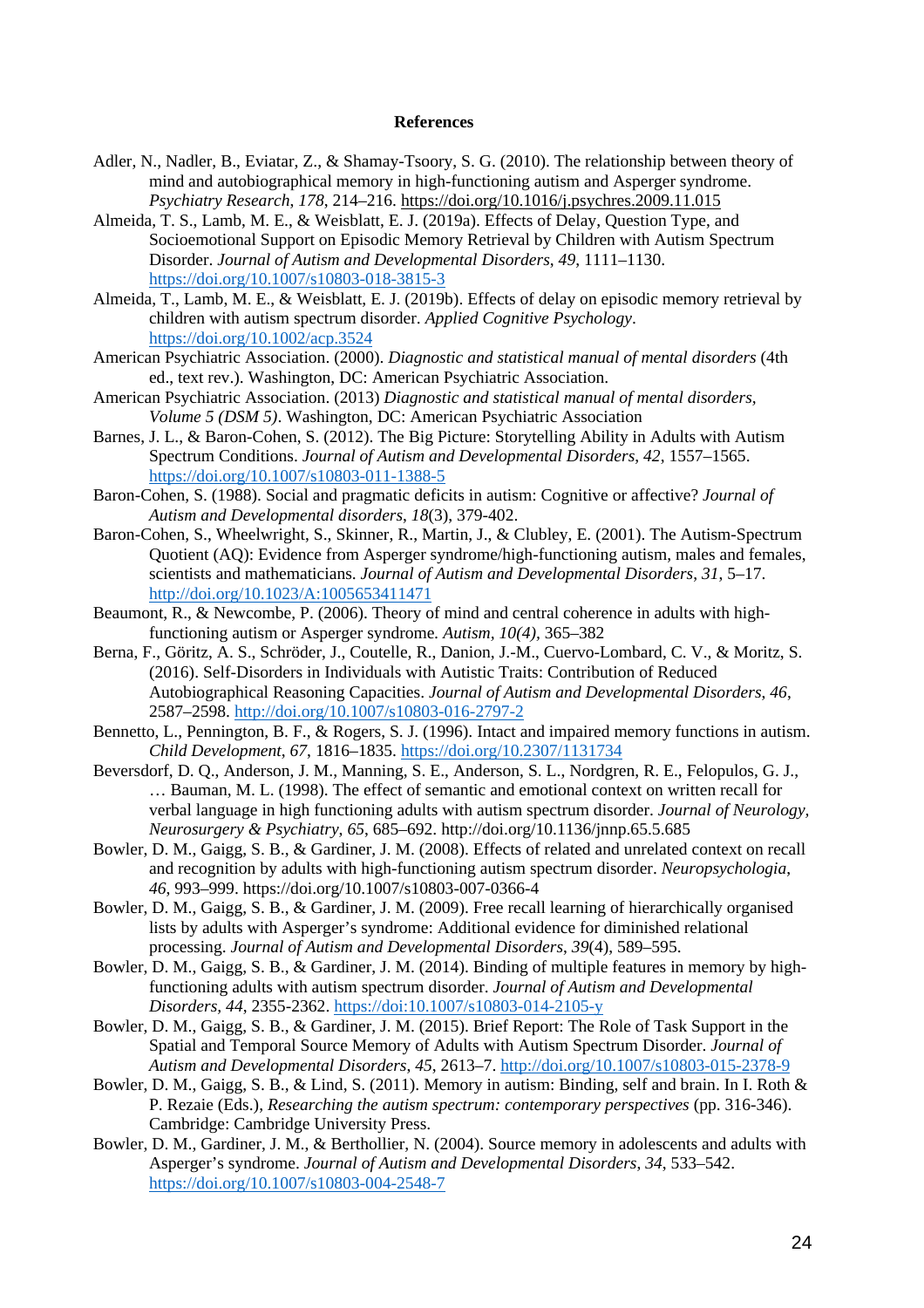**References**

Adler, N., Nadler, B., Eviatar, Z., & Shamay-Tsoory, S. G. (2010). The relationship between theory of mind and autobiographical memory in high-functioning autism and Asperger syndrome. *Psychiatry Research*, *178*, 214–216. https://doi.org/10.1016/j.psychres.2009.11.015

Almeida, T. S., Lamb, M. E., & Weisblatt, E. J. (2019a). Effects of Delay, Question Type, and Socioemotional Support on Episodic Memory Retrieval by Children with Autism Spectrum Disorder. *Journal of Autism and Developmental Disorders*, *49*, 1111–1130. https://doi.org/10.1007/s10803-018-3815-3

Almeida, T., Lamb, M. E., & Weisblatt, E. J. (2019b). Effects of delay on episodic memory retrieval by children with autism spectrum disorder. *Applied Cognitive Psychology*. https://doi.org/10.1002/acp.3524

American Psychiatric Association. (2000). *Diagnostic and statistical manual of mental disorders* (4th ed., text rev.). Washington, DC: American Psychiatric Association.

American Psychiatric Association. (2013) *Diagnostic and statistical manual of mental disorders, Volume 5 (DSM 5)*. Washington, DC: American Psychiatric Association

Barnes, J. L., & Baron-Cohen, S. (2012). The Big Picture: Storytelling Ability in Adults with Autism Spectrum Conditions. *Journal of Autism and Developmental Disorders*, *42*, 1557–1565. https://doi.org/10.1007/s10803-011-1388-5

Baron-Cohen, S. (1988). Social and pragmatic deficits in autism: Cognitive or affective? *Journal of Autism and Developmental disorders*, *18*(3), 379-402.

Baron-Cohen, S., Wheelwright, S., Skinner, R., Martin, J., & Clubley, E. (2001). The Autism-Spectrum Quotient (AQ): Evidence from Asperger syndrome/high-functioning autism, males and females, scientists and mathematicians. *Journal of Autism and Developmental Disorders*, *31*, 5–17. http://doi.org/10.1023/A:1005653411471

Beaumont, R., & Newcombe, P. (2006). Theory of mind and central coherence in adults with high-functioning autism or Asperger syndrome. *Autism, 10(4)*, 365–382

Berna, F., Göritz, A. S., Schröder, J., Coutelle, R., Danion, J.-M., Cuervo-Lombard, C. V., & Moritz, S. (2016). Self-Disorders in Individuals with Autistic Traits: Contribution of Reduced Autobiographical Reasoning Capacities. *Journal of Autism and Developmental Disorders*, *46*, 2587–2598. http://doi.org/10.1007/s10803-016-2797-2

Bennetto, L., Pennington, B. F., & Rogers, S. J. (1996). Intact and impaired memory functions in autism. *Child Development*, *67*, 1816–1835. https://doi.org/10.2307/1131734

Beversdorf, D. Q., Anderson, J. M., Manning, S. E., Anderson, S. L., Nordgren, R. E., Felopulos, G. J., … Bauman, M. L. (1998). The effect of semantic and emotional context on written recall for verbal language in high functioning adults with autism spectrum disorder. *Journal of Neurology, Neurosurgery & Psychiatry*, *65*, 685–692. http://doi.org/10.1136/jnnp.65.5.685

Bowler, D. M., Gaigg, S. B., & Gardiner, J. M. (2008). Effects of related and unrelated context on recall and recognition by adults with high-functioning autism spectrum disorder. *Neuropsychologia*, *46*, 993–999. https://doi.org/10.1007/s10803-007-0366-4

Bowler, D. M., Gaigg, S. B., & Gardiner, J. M. (2009). Free recall learning of hierarchically organised lists by adults with Asperger's syndrome: Additional evidence for diminished relational processing. *Journal of Autism and Developmental Disorders*, *39*(4), 589–595.

Bowler, D. M., Gaigg, S. B., & Gardiner, J. M. (2014). Binding of multiple features in memory by high-functioning adults with autism spectrum disorder. *Journal of Autism and Developmental Disorders, 44*, 2355-2362. https://doi:10.1007/s10803-014-2105-y

Bowler, D. M., Gaigg, S. B., & Gardiner, J. M. (2015). Brief Report: The Role of Task Support in the Spatial and Temporal Source Memory of Adults with Autism Spectrum Disorder. *Journal of Autism and Developmental Disorders*, *45*, 2613–7. http://doi.org/10.1007/s10803-015-2378-9

Bowler, D. M., Gaigg, S. B., & Lind, S. (2011). Memory in autism: Binding, self and brain. In I. Roth & P. Rezaie (Eds.), *Researching the autism spectrum: contemporary perspectives* (pp. 316-346). Cambridge: Cambridge University Press.

Bowler, D. M., Gardiner, J. M., & Berthollier, N. (2004). Source memory in adolescents and adults with Asperger's syndrome. *Journal of Autism and Developmental Disorders*, *34*, 533–542. https://doi.org/10.1007/s10803-004-2548-7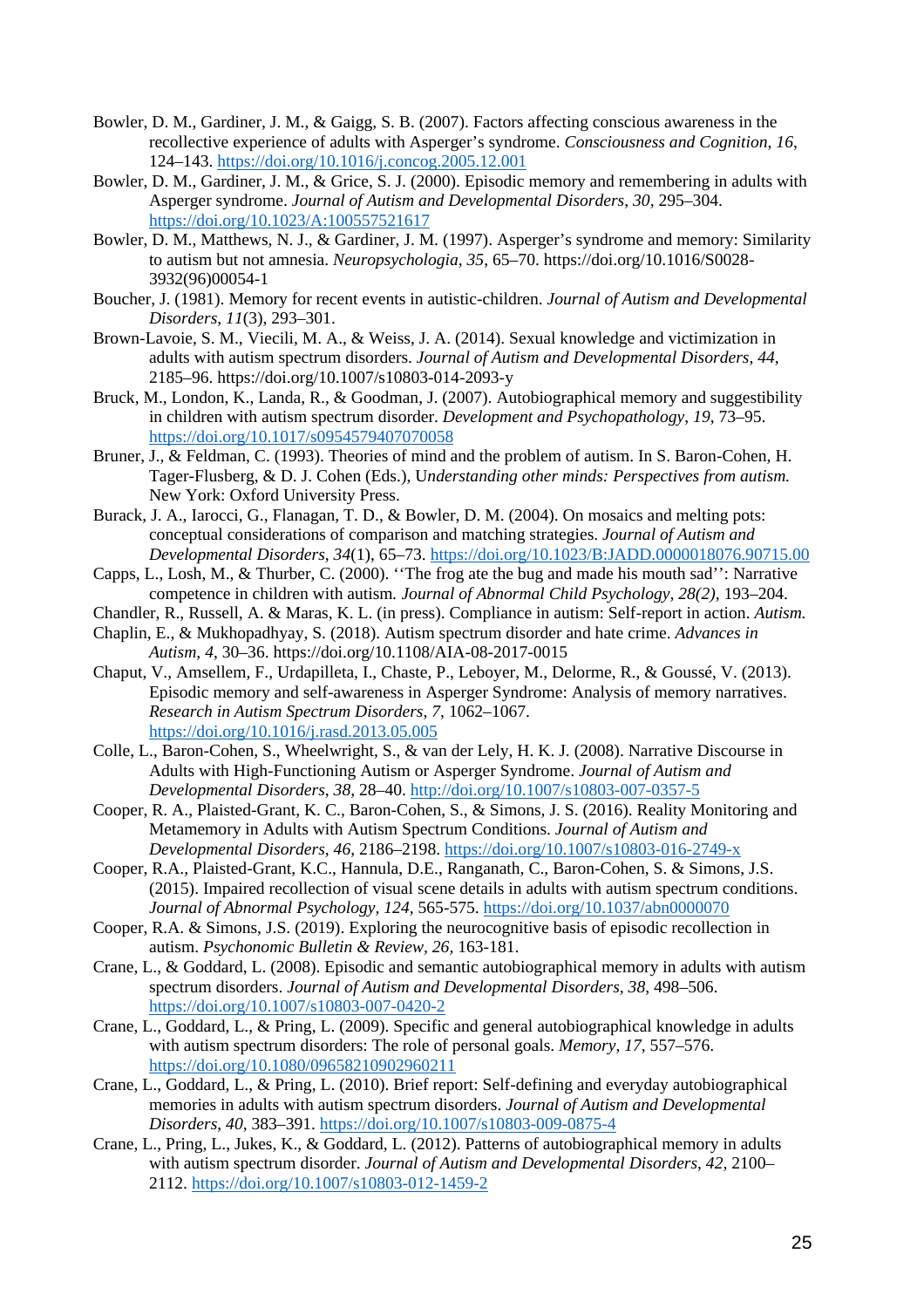Bowler, D. M., Gardiner, J. M., & Gaigg, S. B. (2007). Factors affecting conscious awareness in the recollective experience of adults with Asperger's syndrome. *Consciousness and Cognition*, *16*, 124–143. https://doi.org/10.1016/j.concog.2005.12.001

Bowler, D. M., Gardiner, J. M., & Grice, S. J. (2000). Episodic memory and remembering in adults with Asperger syndrome. *Journal of Autism and Developmental Disorders*, *30*, 295–304. https://doi.org/10.1023/A:100557521617

Bowler, D. M., Matthews, N. J., & Gardiner, J. M. (1997). Asperger's syndrome and memory: Similarity to autism but not amnesia. *Neuropsychologia*, *35*, 65–70. https://doi.org/10.1016/S0028-3932(96)00054-1

Boucher, J. (1981). Memory for recent events in autistic-children. *Journal of Autism and Developmental Disorders*, *11*(3), 293–301.

Brown-Lavoie, S. M., Viecili, M. A., & Weiss, J. A. (2014). Sexual knowledge and victimization in adults with autism spectrum disorders. *Journal of Autism and Developmental Disorders*, *44*, 2185–96. https://doi.org/10.1007/s10803-014-2093-y

Bruck, M., London, K., Landa, R., & Goodman, J. (2007). Autobiographical memory and suggestibility in children with autism spectrum disorder. *Development and Psychopathology*, *19*, 73–95. https://doi.org/10.1017/s0954579407070058

Bruner, J., & Feldman, C. (1993). Theories of mind and the problem of autism. In S. Baron-Cohen, H. Tager-Flusberg, & D. J. Cohen (Eds.), U*nderstanding other minds: Perspectives from autism.* New York: Oxford University Press.

Burack, J. A., Iarocci, G., Flanagan, T. D., & Bowler, D. M. (2004). On mosaics and melting pots: conceptual considerations of comparison and matching strategies. *Journal of Autism and Developmental Disorders*, *34*(1), 65–73. https://doi.org/10.1023/B:JADD.0000018076.90715.00

Capps, L., Losh, M., & Thurber, C. (2000). ''The frog ate the bug and made his mouth sad'': Narrative competence in children with autism. *Journal of Abnormal Child Psychology, 28(2),* 193–204.

Chandler, R., Russell, A. & Maras, K. L. (in press). Compliance in autism: Self-report in action. *Autism.*

Chaplin, E., & Mukhopadhyay, S. (2018). Autism spectrum disorder and hate crime. *Advances in Autism*, *4*, 30–36. https://doi.org/10.1108/AIA-08-2017-0015

Chaput, V., Amsellem, F., Urdapilleta, I., Chaste, P., Leboyer, M., Delorme, R., & Goussé, V. (2013). Episodic memory and self-awareness in Asperger Syndrome: Analysis of memory narratives. *Research in Autism Spectrum Disorders*, *7*, 1062–1067. https://doi.org/10.1016/j.rasd.2013.05.005

Colle, L., Baron-Cohen, S., Wheelwright, S., & van der Lely, H. K. J. (2008). Narrative Discourse in Adults with High-Functioning Autism or Asperger Syndrome. *Journal of Autism and Developmental Disorders*, *38*, 28–40. http://doi.org/10.1007/s10803-007-0357-5

Cooper, R. A., Plaisted-Grant, K. C., Baron-Cohen, S., & Simons, J. S. (2016). Reality Monitoring and Metamemory in Adults with Autism Spectrum Conditions. *Journal of Autism and Developmental Disorders*, *46*, 2186–2198. https://doi.org/10.1007/s10803-016-2749-x

Cooper, R.A., Plaisted-Grant, K.C., Hannula, D.E., Ranganath, C., Baron-Cohen, S. & Simons, J.S. (2015). Impaired recollection of visual scene details in adults with autism spectrum conditions. *Journal of Abnormal Psychology*, *124*, 565-575. https://doi.org/10.1037/abn0000070

Cooper, R.A. & Simons, J.S. (2019). Exploring the neurocognitive basis of episodic recollection in autism. *Psychonomic Bulletin & Review*, *26*, 163-181.

Crane, L., & Goddard, L. (2008). Episodic and semantic autobiographical memory in adults with autism spectrum disorders. *Journal of Autism and Developmental Disorders*, *38*, 498–506. https://doi.org/10.1007/s10803-007-0420-2

Crane, L., Goddard, L., & Pring, L. (2009). Specific and general autobiographical knowledge in adults with autism spectrum disorders: The role of personal goals. *Memory*, *17*, 557–576. https://doi.org/10.1080/09658210902960211

Crane, L., Goddard, L., & Pring, L. (2010). Brief report: Self-defining and everyday autobiographical memories in adults with autism spectrum disorders. *Journal of Autism and Developmental Disorders*, *40*, 383–391. https://doi.org/10.1007/s10803-009-0875-4

Crane, L., Pring, L., Jukes, K., & Goddard, L. (2012). Patterns of autobiographical memory in adults with autism spectrum disorder. *Journal of Autism and Developmental Disorders*, *42*, 2100–2112. https://doi.org/10.1007/s10803-012-1459-2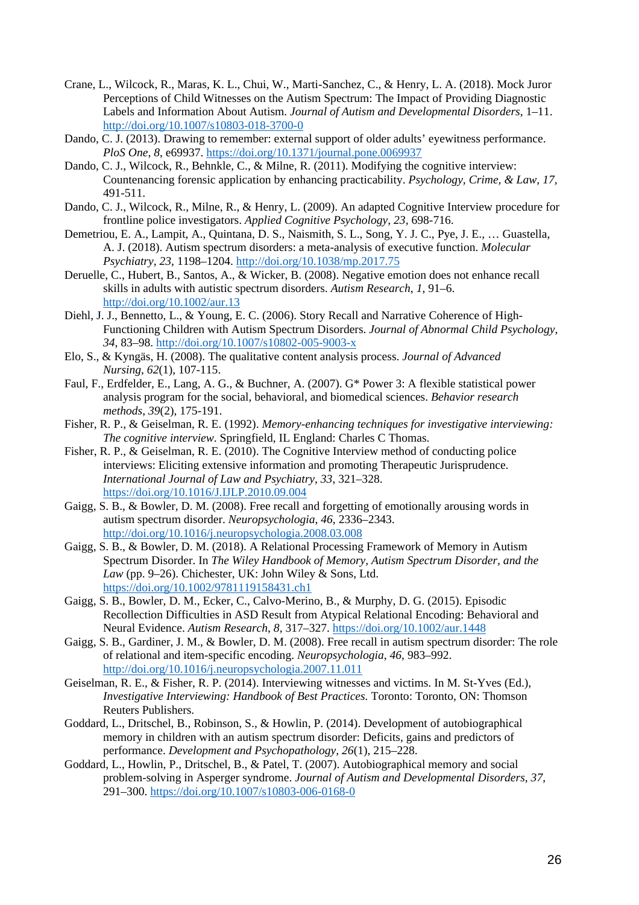Crane, L., Wilcock, R., Maras, K. L., Chui, W., Marti-Sanchez, C., & Henry, L. A. (2018). Mock Juror Perceptions of Child Witnesses on the Autism Spectrum: The Impact of Providing Diagnostic Labels and Information About Autism. *Journal of Autism and Developmental Disorders*, 1–11. http://doi.org/10.1007/s10803-018-3700-0

Dando, C. J. (2013). Drawing to remember: external support of older adults' eyewitness performance. *PloS One*, *8*, e69937. https://doi.org/10.1371/journal.pone.0069937

Dando, C. J., Wilcock, R., Behnkle, C., & Milne, R. (2011). Modifying the cognitive interview: Countenancing forensic application by enhancing practicability. *Psychology, Crime, & Law, 17,* 491-511.

Dando, C. J., Wilcock, R., Milne, R., & Henry, L. (2009). An adapted Cognitive Interview procedure for frontline police investigators. *Applied Cognitive Psychology, 23*, 698-716.

Demetriou, E. A., Lampit, A., Quintana, D. S., Naismith, S. L., Song, Y. J. C., Pye, J. E., … Guastella, A. J. (2018). Autism spectrum disorders: a meta-analysis of executive function. *Molecular Psychiatry*, *23*, 1198–1204. http://doi.org/10.1038/mp.2017.75

Deruelle, C., Hubert, B., Santos, A., & Wicker, B. (2008). Negative emotion does not enhance recall skills in adults with autistic spectrum disorders. *Autism Research*, *1*, 91–6. http://doi.org/10.1002/aur.13

Diehl, J. J., Bennetto, L., & Young, E. C. (2006). Story Recall and Narrative Coherence of High-Functioning Children with Autism Spectrum Disorders. *Journal of Abnormal Child Psychology*, *34*, 83–98. http://doi.org/10.1007/s10802-005-9003-x

Elo, S., & Kyngäs, H. (2008). The qualitative content analysis process. *Journal of Advanced Nursing*, *62*(1), 107-115.

Faul, F., Erdfelder, E., Lang, A. G., & Buchner, A. (2007). G* Power 3: A flexible statistical power analysis program for the social, behavioral, and biomedical sciences. *Behavior research methods*, *39*(2), 175-191.

Fisher, R. P., & Geiselman, R. E. (1992). *Memory-enhancing techniques for investigative interviewing: The cognitive interview*. Springfield, IL England: Charles C Thomas.

Fisher, R. P., & Geiselman, R. E. (2010). The Cognitive Interview method of conducting police interviews: Eliciting extensive information and promoting Therapeutic Jurisprudence. *International Journal of Law and Psychiatry*, *33*, 321–328. https://doi.org/10.1016/J.IJLP.2010.09.004

Gaigg, S. B., & Bowler, D. M. (2008). Free recall and forgetting of emotionally arousing words in autism spectrum disorder. *Neuropsychologia*, *46*, 2336–2343. http://doi.org/10.1016/j.neuropsychologia.2008.03.008

Gaigg, S. B., & Bowler, D. M. (2018). A Relational Processing Framework of Memory in Autism Spectrum Disorder. In *The Wiley Handbook of Memory, Autism Spectrum Disorder, and the Law* (pp. 9–26). Chichester, UK: John Wiley & Sons, Ltd. https://doi.org/10.1002/9781119158431.ch1

Gaigg, S. B., Bowler, D. M., Ecker, C., Calvo-Merino, B., & Murphy, D. G. (2015). Episodic Recollection Difficulties in ASD Result from Atypical Relational Encoding: Behavioral and Neural Evidence. *Autism Research*, *8*, 317–327. https://doi.org/10.1002/aur.1448

Gaigg, S. B., Gardiner, J. M., & Bowler, D. M. (2008). Free recall in autism spectrum disorder: The role of relational and item-specific encoding. *Neuropsychologia*, *46*, 983–992. http://doi.org/10.1016/j.neuropsychologia.2007.11.011

Geiselman, R. E., & Fisher, R. P. (2014). Interviewing witnesses and victims. In M. St-Yves (Ed.), *Investigative Interviewing: Handbook of Best Practices.* Toronto: Toronto, ON: Thomson Reuters Publishers.

Goddard, L., Dritschel, B., Robinson, S., & Howlin, P. (2014). Development of autobiographical memory in children with an autism spectrum disorder: Deficits, gains and predictors of performance. *Development and Psychopathology, 26*(1), 215–228.

Goddard, L., Howlin, P., Dritschel, B., & Patel, T. (2007). Autobiographical memory and social problem-solving in Asperger syndrome. *Journal of Autism and Developmental Disorders*, *37*, 291–300. https://doi.org/10.1007/s10803-006-0168-0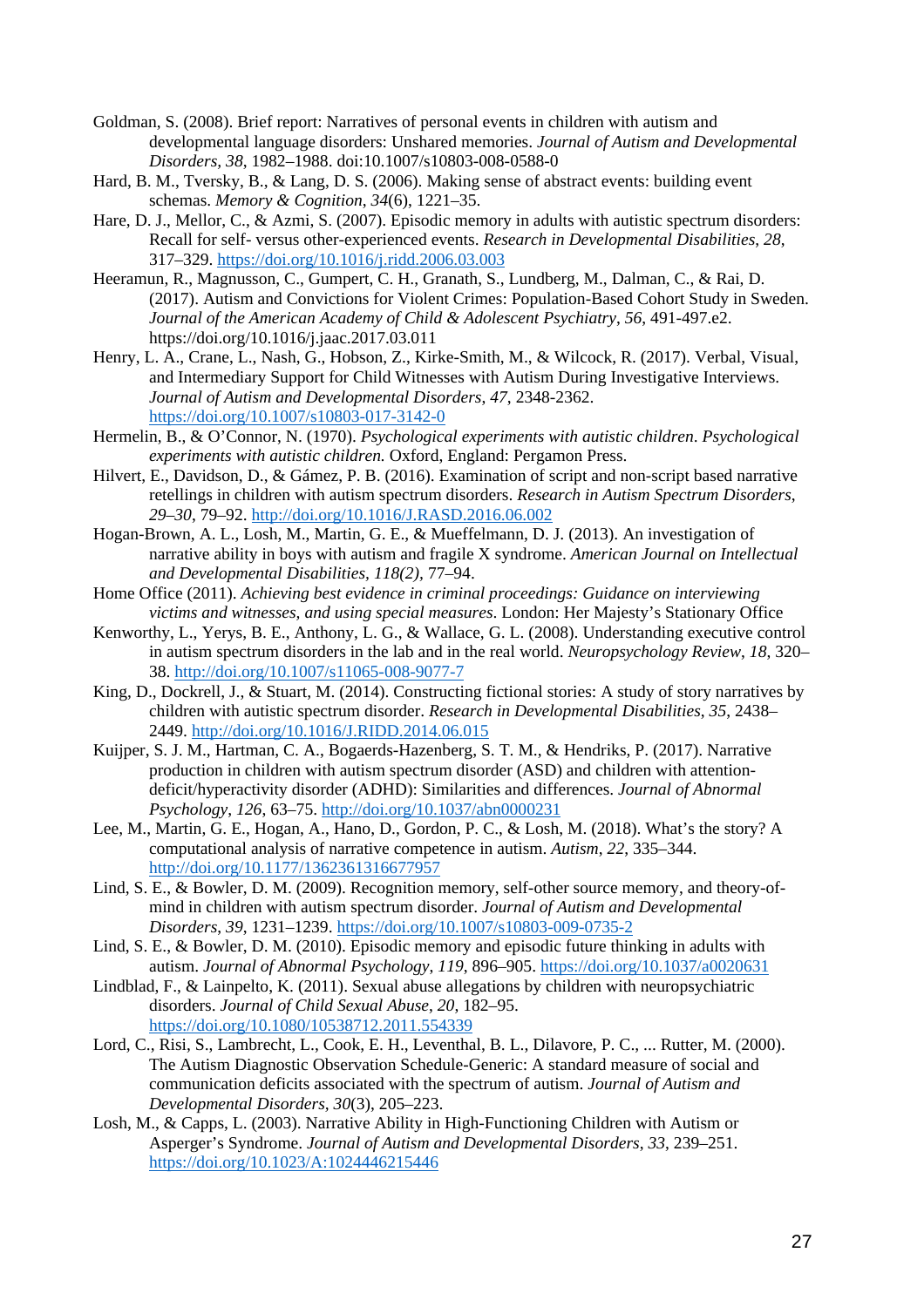Goldman, S. (2008). Brief report: Narratives of personal events in children with autism and developmental language disorders: Unshared memories. *Journal of Autism and Developmental Disorders*, *38*, 1982–1988. doi:10.1007/s10803-008-0588-0

Hard, B. M., Tversky, B., & Lang, D. S. (2006). Making sense of abstract events: building event schemas. *Memory & Cognition*, *34*(6), 1221–35.

Hare, D. J., Mellor, C., & Azmi, S. (2007). Episodic memory in adults with autistic spectrum disorders: Recall for self- versus other-experienced events. *Research in Developmental Disabilities*, *28*, 317–329. https://doi.org/10.1016/j.ridd.2006.03.003

Heeramun, R., Magnusson, C., Gumpert, C. H., Granath, S., Lundberg, M., Dalman, C., & Rai, D. (2017). Autism and Convictions for Violent Crimes: Population-Based Cohort Study in Sweden. *Journal of the American Academy of Child & Adolescent Psychiatry*, *56*, 491-497.e2. https://doi.org/10.1016/j.jaac.2017.03.011

Henry, L. A., Crane, L., Nash, G., Hobson, Z., Kirke-Smith, M., & Wilcock, R. (2017). Verbal, Visual, and Intermediary Support for Child Witnesses with Autism During Investigative Interviews. *Journal of Autism and Developmental Disorders*, *47*, 2348-2362. https://doi.org/10.1007/s10803-017-3142-0

Hermelin, B., & O'Connor, N. (1970). *Psychological experiments with autistic children*. *Psychological experiments with autistic children.* Oxford, England: Pergamon Press.

Hilvert, E., Davidson, D., & Gámez, P. B. (2016). Examination of script and non-script based narrative retellings in children with autism spectrum disorders. *Research in Autism Spectrum Disorders*, *29–30*, 79–92. http://doi.org/10.1016/J.RASD.2016.06.002

Hogan-Brown, A. L., Losh, M., Martin, G. E., & Mueffelmann, D. J. (2013). An investigation of narrative ability in boys with autism and fragile X syndrome. *American Journal on Intellectual and Developmental Disabilities, 118(2),* 77–94.

Home Office (2011). *Achieving best evidence in criminal proceedings: Guidance on interviewing victims and witnesses, and using special measures*. London: Her Majesty's Stationary Office

Kenworthy, L., Yerys, B. E., Anthony, L. G., & Wallace, G. L. (2008). Understanding executive control in autism spectrum disorders in the lab and in the real world. *Neuropsychology Review*, *18*, 320–38. http://doi.org/10.1007/s11065-008-9077-7

King, D., Dockrell, J., & Stuart, M. (2014). Constructing fictional stories: A study of story narratives by children with autistic spectrum disorder. *Research in Developmental Disabilities*, *35*, 2438–2449. http://doi.org/10.1016/J.RIDD.2014.06.015

Kuijper, S. J. M., Hartman, C. A., Bogaerds-Hazenberg, S. T. M., & Hendriks, P. (2017). Narrative production in children with autism spectrum disorder (ASD) and children with attention-deficit/hyperactivity disorder (ADHD): Similarities and differences. *Journal of Abnormal Psychology*, *126*, 63–75. http://doi.org/10.1037/abn0000231

Lee, M., Martin, G. E., Hogan, A., Hano, D., Gordon, P. C., & Losh, M. (2018). What's the story? A computational analysis of narrative competence in autism. *Autism*, *22*, 335–344. http://doi.org/10.1177/1362361316677957

Lind, S. E., & Bowler, D. M. (2009). Recognition memory, self-other source memory, and theory-of-mind in children with autism spectrum disorder. *Journal of Autism and Developmental Disorders*, *39*, 1231–1239. https://doi.org/10.1007/s10803-009-0735-2

Lind, S. E., & Bowler, D. M. (2010). Episodic memory and episodic future thinking in adults with autism. *Journal of Abnormal Psychology*, *119*, 896–905. https://doi.org/10.1037/a0020631

Lindblad, F., & Lainpelto, K. (2011). Sexual abuse allegations by children with neuropsychiatric disorders. *Journal of Child Sexual Abuse*, *20*, 182–95. https://doi.org/10.1080/10538712.2011.554339

Lord, C., Risi, S., Lambrecht, L., Cook, E. H., Leventhal, B. L., Dilavore, P. C., ... Rutter, M. (2000). The Autism Diagnostic Observation Schedule-Generic: A standard measure of social and communication deficits associated with the spectrum of autism. *Journal of Autism and Developmental Disorders*, *30*(3), 205–223.

Losh, M., & Capps, L. (2003). Narrative Ability in High-Functioning Children with Autism or Asperger's Syndrome. *Journal of Autism and Developmental Disorders*, *33*, 239–251. https://doi.org/10.1023/A:1024446215446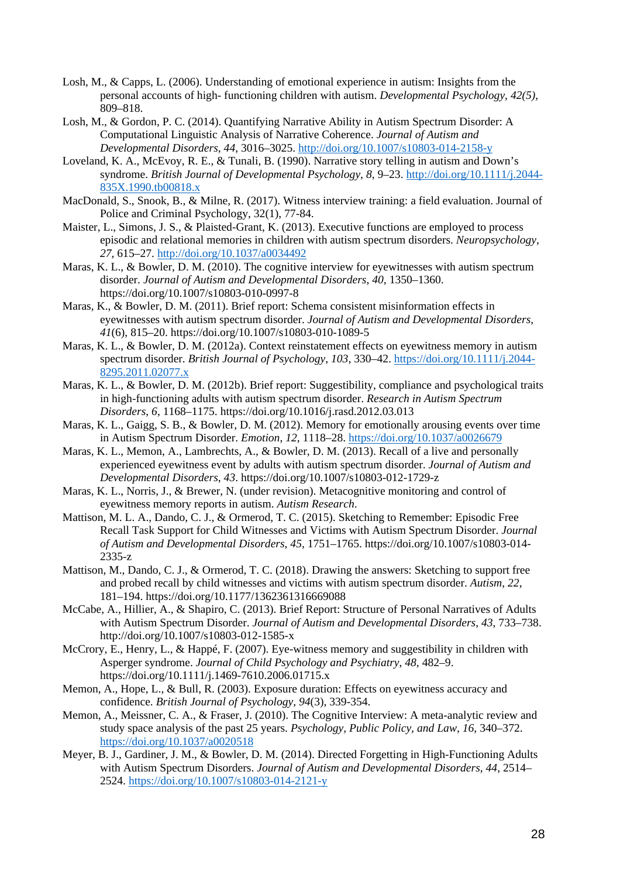Losh, M., & Capps, L. (2006). Understanding of emotional experience in autism: Insights from the personal accounts of high- functioning children with autism. *Developmental Psychology, 42(5)*, 809–818.

Losh, M., & Gordon, P. C. (2014). Quantifying Narrative Ability in Autism Spectrum Disorder: A Computational Linguistic Analysis of Narrative Coherence. *Journal of Autism and Developmental Disorders*, *44*, 3016–3025. http://doi.org/10.1007/s10803-014-2158-y

Loveland, K. A., McEvoy, R. E., & Tunali, B. (1990). Narrative story telling in autism and Down's syndrome. *British Journal of Developmental Psychology*, *8*, 9–23. http://doi.org/10.1111/j.2044-835X.1990.tb00818.x

MacDonald, S., Snook, B., & Milne, R. (2017). Witness interview training: a field evaluation. Journal of Police and Criminal Psychology, 32(1), 77-84.

Maister, L., Simons, J. S., & Plaisted-Grant, K. (2013). Executive functions are employed to process episodic and relational memories in children with autism spectrum disorders. *Neuropsychology*, *27*, 615–27. http://doi.org/10.1037/a0034492

Maras, K. L., & Bowler, D. M. (2010). The cognitive interview for eyewitnesses with autism spectrum disorder. *Journal of Autism and Developmental Disorders*, *40*, 1350–1360. https://doi.org/10.1007/s10803-010-0997-8

Maras, K., & Bowler, D. M. (2011). Brief report: Schema consistent misinformation effects in eyewitnesses with autism spectrum disorder. *Journal of Autism and Developmental Disorders*, *41*(6), 815–20. https://doi.org/10.1007/s10803-010-1089-5

Maras, K. L., & Bowler, D. M. (2012a). Context reinstatement effects on eyewitness memory in autism spectrum disorder. *British Journal of Psychology*, *103*, 330–42. https://doi.org/10.1111/j.2044-8295.2011.02077.x

Maras, K. L., & Bowler, D. M. (2012b). Brief report: Suggestibility, compliance and psychological traits in high-functioning adults with autism spectrum disorder. *Research in Autism Spectrum Disorders*, *6*, 1168–1175. https://doi.org/10.1016/j.rasd.2012.03.013

Maras, K. L., Gaigg, S. B., & Bowler, D. M. (2012). Memory for emotionally arousing events over time in Autism Spectrum Disorder. *Emotion*, *12*, 1118–28. https://doi.org/10.1037/a0026679

Maras, K. L., Memon, A., Lambrechts, A., & Bowler, D. M. (2013). Recall of a live and personally experienced eyewitness event by adults with autism spectrum disorder. *Journal of Autism and Developmental Disorders*, *43*. https://doi.org/10.1007/s10803-012-1729-z

Maras, K. L., Norris, J., & Brewer, N. (under revision). Metacognitive monitoring and control of eyewitness memory reports in autism. *Autism Research*.

Mattison, M. L. A., Dando, C. J., & Ormerod, T. C. (2015). Sketching to Remember: Episodic Free Recall Task Support for Child Witnesses and Victims with Autism Spectrum Disorder. *Journal of Autism and Developmental Disorders*, *45*, 1751–1765. https://doi.org/10.1007/s10803-014-2335-z

Mattison, M., Dando, C. J., & Ormerod, T. C. (2018). Drawing the answers: Sketching to support free and probed recall by child witnesses and victims with autism spectrum disorder. *Autism*, *22*, 181–194. https://doi.org/10.1177/1362361316669088

McCabe, A., Hillier, A., & Shapiro, C. (2013). Brief Report: Structure of Personal Narratives of Adults with Autism Spectrum Disorder. *Journal of Autism and Developmental Disorders*, *43*, 733–738. http://doi.org/10.1007/s10803-012-1585-x

McCrory, E., Henry, L., & Happé, F. (2007). Eye-witness memory and suggestibility in children with Asperger syndrome. *Journal of Child Psychology and Psychiatry*, *48*, 482–9. https://doi.org/10.1111/j.1469-7610.2006.01715.x

Memon, A., Hope, L., & Bull, R. (2003). Exposure duration: Effects on eyewitness accuracy and confidence. *British Journal of Psychology*, *94*(3), 339-354.

Memon, A., Meissner, C. A., & Fraser, J. (2010). The Cognitive Interview: A meta-analytic review and study space analysis of the past 25 years. *Psychology, Public Policy, and Law*, *16*, 340–372. https://doi.org/10.1037/a0020518

Meyer, B. J., Gardiner, J. M., & Bowler, D. M. (2014). Directed Forgetting in High-Functioning Adults with Autism Spectrum Disorders. *Journal of Autism and Developmental Disorders*, *44*, 2514–2524. https://doi.org/10.1007/s10803-014-2121-y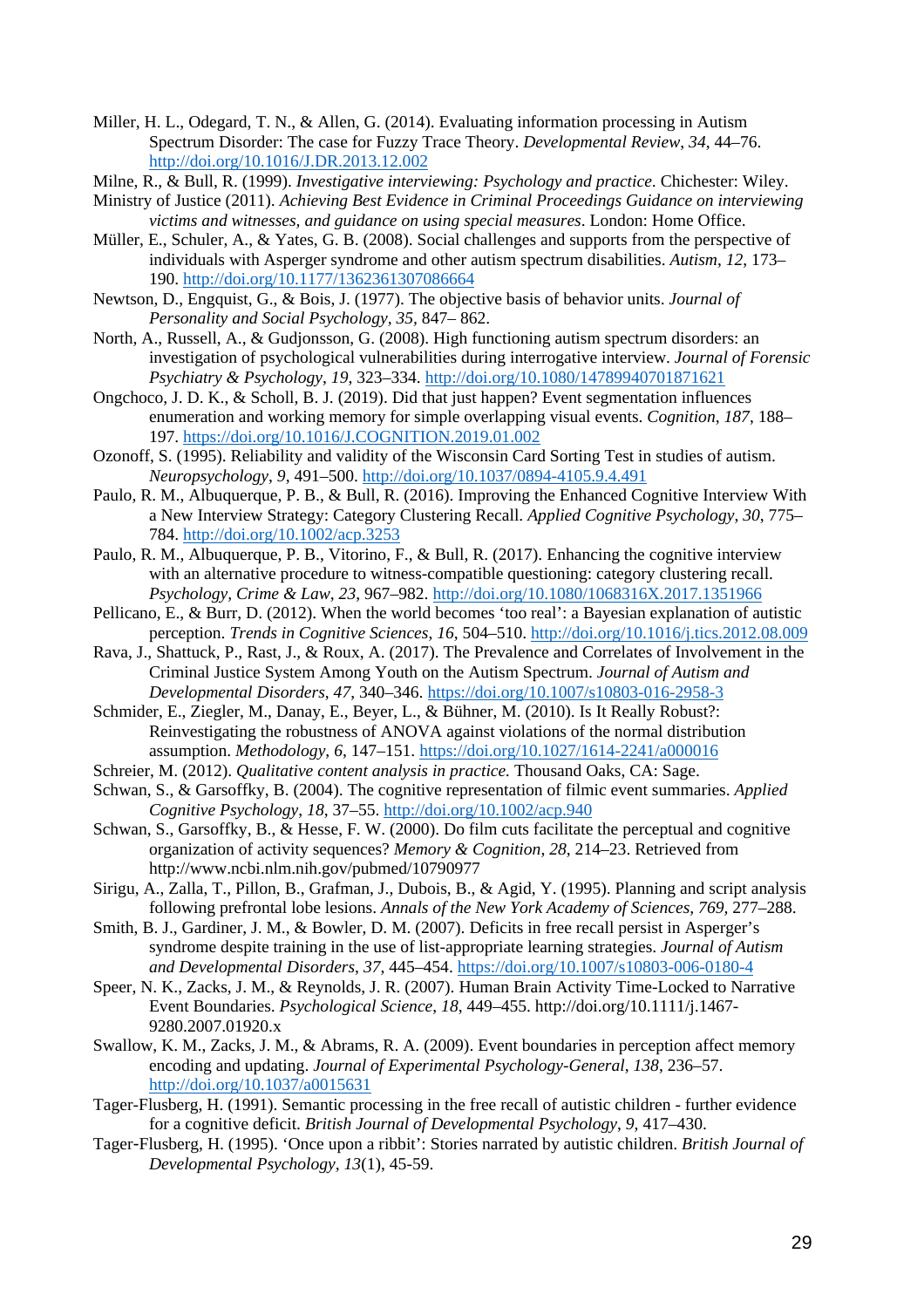Miller, H. L., Odegard, T. N., & Allen, G. (2014). Evaluating information processing in Autism Spectrum Disorder: The case for Fuzzy Trace Theory. *Developmental Review*, *34*, 44–76. http://doi.org/10.1016/J.DR.2013.12.002

Milne, R., & Bull, R. (1999). *Investigative interviewing: Psychology and practice*. Chichester: Wiley.

Ministry of Justice (2011). *Achieving Best Evidence in Criminal Proceedings Guidance on interviewing victims and witnesses, and guidance on using special measures*. London: Home Office.

Müller, E., Schuler, A., & Yates, G. B. (2008). Social challenges and supports from the perspective of individuals with Asperger syndrome and other autism spectrum disabilities. *Autism*, *12*, 173–190. http://doi.org/10.1177/1362361307086664

Newtson, D., Engquist, G., & Bois, J. (1977). The objective basis of behavior units. *Journal of Personality and Social Psychology*, *35*, 847– 862.

North, A., Russell, A., & Gudjonsson, G. (2008). High functioning autism spectrum disorders: an investigation of psychological vulnerabilities during interrogative interview. *Journal of Forensic Psychiatry & Psychology*, *19*, 323–334. http://doi.org/10.1080/14789940701871621

Ongchoco, J. D. K., & Scholl, B. J. (2019). Did that just happen? Event segmentation influences enumeration and working memory for simple overlapping visual events. *Cognition*, *187*, 188–197. https://doi.org/10.1016/J.COGNITION.2019.01.002

Ozonoff, S. (1995). Reliability and validity of the Wisconsin Card Sorting Test in studies of autism. *Neuropsychology*, *9*, 491–500. http://doi.org/10.1037/0894-4105.9.4.491

Paulo, R. M., Albuquerque, P. B., & Bull, R. (2016). Improving the Enhanced Cognitive Interview With a New Interview Strategy: Category Clustering Recall. *Applied Cognitive Psychology*, *30*, 775–784. http://doi.org/10.1002/acp.3253

Paulo, R. M., Albuquerque, P. B., Vitorino, F., & Bull, R. (2017). Enhancing the cognitive interview with an alternative procedure to witness-compatible questioning: category clustering recall. *Psychology, Crime & Law*, *23*, 967–982. http://doi.org/10.1080/1068316X.2017.1351966

Pellicano, E., & Burr, D. (2012). When the world becomes 'too real': a Bayesian explanation of autistic perception. *Trends in Cognitive Sciences*, *16*, 504–510. http://doi.org/10.1016/j.tics.2012.08.009

Rava, J., Shattuck, P., Rast, J., & Roux, A. (2017). The Prevalence and Correlates of Involvement in the Criminal Justice System Among Youth on the Autism Spectrum. *Journal of Autism and Developmental Disorders*, *47*, 340–346. https://doi.org/10.1007/s10803-016-2958-3

Schmider, E., Ziegler, M., Danay, E., Beyer, L., & Bühner, M. (2010). Is It Really Robust?: Reinvestigating the robustness of ANOVA against violations of the normal distribution assumption. *Methodology*, *6*, 147–151. https://doi.org/10.1027/1614-2241/a000016

Schreier, M. (2012). *Qualitative content analysis in practice.* Thousand Oaks, CA: Sage.

Schwan, S., & Garsoffky, B. (2004). The cognitive representation of filmic event summaries. *Applied Cognitive Psychology*, *18*, 37–55. http://doi.org/10.1002/acp.940

Schwan, S., Garsoffky, B., & Hesse, F. W. (2000). Do film cuts facilitate the perceptual and cognitive organization of activity sequences? *Memory & Cognition*, *28*, 214–23. Retrieved from http://www.ncbi.nlm.nih.gov/pubmed/10790977

Sirigu, A., Zalla, T., Pillon, B., Grafman, J., Dubois, B., & Agid, Y. (1995). Planning and script analysis following prefrontal lobe lesions. *Annals of the New York Academy of Sciences*, *769*, 277–288.

Smith, B. J., Gardiner, J. M., & Bowler, D. M. (2007). Deficits in free recall persist in Asperger's syndrome despite training in the use of list-appropriate learning strategies. *Journal of Autism and Developmental Disorders*, *37*, 445–454. https://doi.org/10.1007/s10803-006-0180-4

Speer, N. K., Zacks, J. M., & Reynolds, J. R. (2007). Human Brain Activity Time-Locked to Narrative Event Boundaries. *Psychological Science*, *18*, 449–455. http://doi.org/10.1111/j.1467-9280.2007.01920.x

Swallow, K. M., Zacks, J. M., & Abrams, R. A. (2009). Event boundaries in perception affect memory encoding and updating. *Journal of Experimental Psychology-General*, *138*, 236–57. http://doi.org/10.1037/a0015631

Tager-Flusberg, H. (1991). Semantic processing in the free recall of autistic children - further evidence for a cognitive deficit. *British Journal of Developmental Psychology*, *9*, 417–430.

Tager-Flusberg, H. (1995). 'Once upon a ribbit': Stories narrated by autistic children. *British Journal of Developmental Psychology*, *13*(1), 45-59.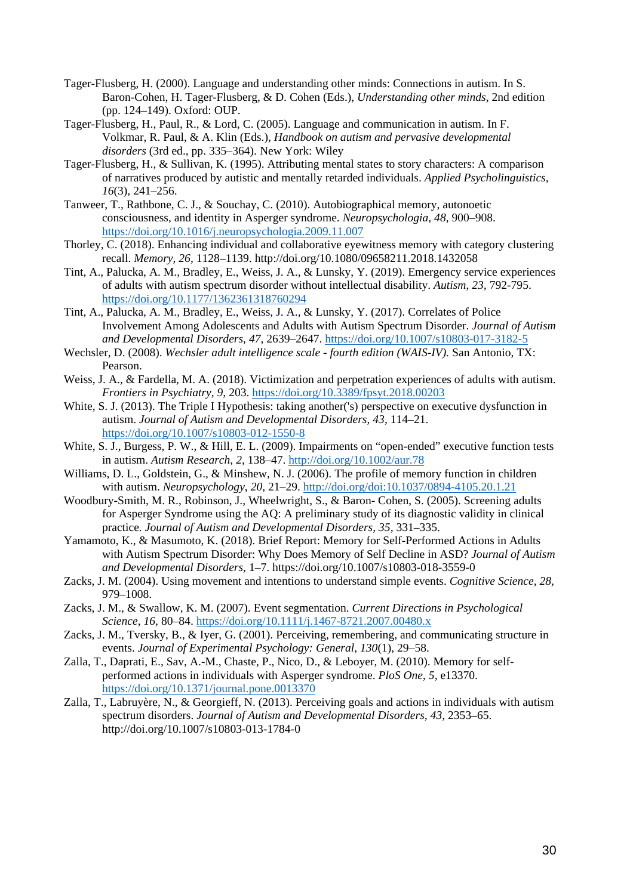Tager-Flusberg, H. (2000). Language and understanding other minds: Connections in autism. In S. Baron-Cohen, H. Tager-Flusberg, & D. Cohen (Eds.), *Understanding other minds*, 2nd edition (pp. 124–149). Oxford: OUP.

Tager-Flusberg, H., Paul, R., & Lord, C. (2005). Language and communication in autism. In F. Volkmar, R. Paul, & A. Klin (Eds.), *Handbook on autism and pervasive developmental disorders* (3rd ed., pp. 335–364). New York: Wiley

Tager-Flusberg, H., & Sullivan, K. (1995). Attributing mental states to story characters: A comparison of narratives produced by autistic and mentally retarded individuals. *Applied Psycholinguistics*, *16*(3), 241–256.

Tanweer, T., Rathbone, C. J., & Souchay, C. (2010). Autobiographical memory, autonoetic consciousness, and identity in Asperger syndrome. *Neuropsychologia*, *48*, 900–908. https://doi.org/10.1016/j.neuropsychologia.2009.11.007

Thorley, C. (2018). Enhancing individual and collaborative eyewitness memory with category clustering recall. *Memory*, *26*, 1128–1139. http://doi.org/10.1080/09658211.2018.1432058

Tint, A., Palucka, A. M., Bradley, E., Weiss, J. A., & Lunsky, Y. (2019). Emergency service experiences of adults with autism spectrum disorder without intellectual disability. *Autism*, *23*, 792-795. https://doi.org/10.1177/1362361318760294

Tint, A., Palucka, A. M., Bradley, E., Weiss, J. A., & Lunsky, Y. (2017). Correlates of Police Involvement Among Adolescents and Adults with Autism Spectrum Disorder. *Journal of Autism and Developmental Disorders*, *47*, 2639–2647. https://doi.org/10.1007/s10803-017-3182-5

Wechsler, D. (2008). *Wechsler adult intelligence scale - fourth edition (WAIS-IV).* San Antonio, TX: Pearson.

Weiss, J. A., & Fardella, M. A. (2018). Victimization and perpetration experiences of adults with autism. *Frontiers in Psychiatry*, *9*, 203. https://doi.org/10.3389/fpsyt.2018.00203

White, S. J. (2013). The Triple I Hypothesis: taking another('s) perspective on executive dysfunction in autism. *Journal of Autism and Developmental Disorders*, *43*, 114–21. https://doi.org/10.1007/s10803-012-1550-8

White, S. J., Burgess, P. W., & Hill, E. L. (2009). Impairments on "open-ended" executive function tests in autism. *Autism Research*, *2*, 138–47. http://doi.org/10.1002/aur.78

Williams, D. L., Goldstein, G., & Minshew, N. J. (2006). The profile of memory function in children with autism. *Neuropsychology*, *20*, 21–29. http://doi.org/doi:10.1037/0894-4105.20.1.21

Woodbury-Smith, M. R., Robinson, J., Wheelwright, S., & Baron- Cohen, S. (2005). Screening adults for Asperger Syndrome using the AQ: A preliminary study of its diagnostic validity in clinical practice. *Journal of Autism and Developmental Disorders, 35*, 331–335.

Yamamoto, K., & Masumoto, K. (2018). Brief Report: Memory for Self-Performed Actions in Adults with Autism Spectrum Disorder: Why Does Memory of Self Decline in ASD? *Journal of Autism and Developmental Disorders*, 1–7. https://doi.org/10.1007/s10803-018-3559-0

Zacks, J. M. (2004). Using movement and intentions to understand simple events. *Cognitive Science*, *28*, 979–1008.

Zacks, J. M., & Swallow, K. M. (2007). Event segmentation. *Current Directions in Psychological Science*, *16*, 80–84. https://doi.org/10.1111/j.1467-8721.2007.00480.x

Zacks, J. M., Tversky, B., & Iyer, G. (2001). Perceiving, remembering, and communicating structure in events. *Journal of Experimental Psychology: General*, *130*(1), 29–58.

Zalla, T., Daprati, E., Sav, A.-M., Chaste, P., Nico, D., & Leboyer, M. (2010). Memory for self-performed actions in individuals with Asperger syndrome. *PloS One*, *5*, e13370. https://doi.org/10.1371/journal.pone.0013370

Zalla, T., Labruyère, N., & Georgieff, N. (2013). Perceiving goals and actions in individuals with autism spectrum disorders. *Journal of Autism and Developmental Disorders*, *43*, 2353–65. http://doi.org/10.1007/s10803-013-1784-0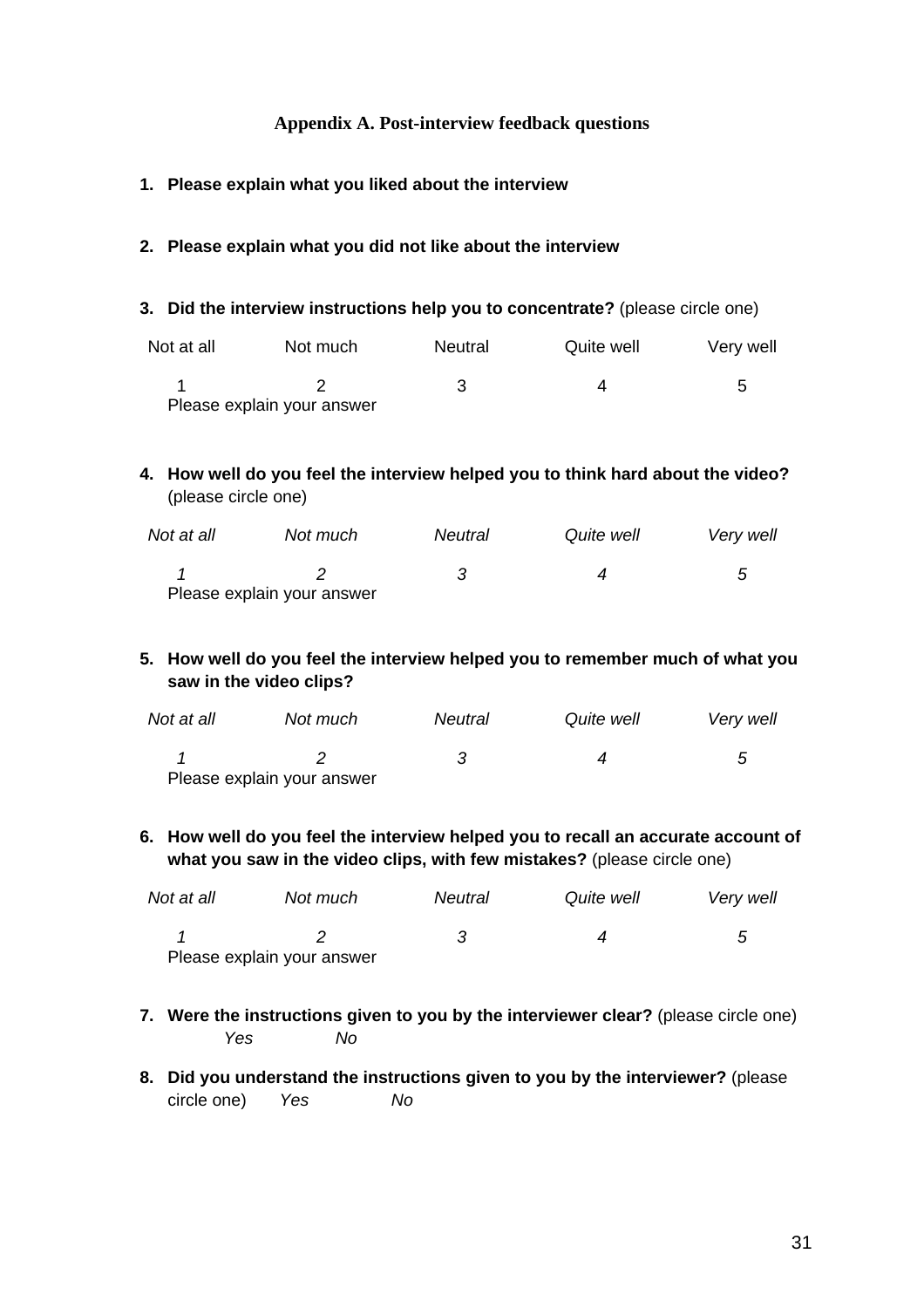## Appendix A. Post-interview feedback questions

1. **Please explain what you liked about the interview**

2. **Please explain what you did not like about the interview**

3. **Did the interview instructions help you to concentrate?** (please circle one)

| Not at all | Not much | Neutral | Quite well | Very well |
|---|---|---|---|---|
| 1 | 2 | 3 | 4 | 5 |

   Please explain your answer

4. **How well do you feel the interview helped you to think hard about the video?** (please circle one)

| *Not at all* | *Not much* | *Neutral* | *Quite well* | *Very well* |
|---|---|---|---|---|
| *1* | *2* | *3* | *4* | *5* |

   Please explain your answer

5. **How well do you feel the interview helped you to remember much of what you saw in the video clips?**

| *Not at all* | *Not much* | *Neutral* | *Quite well* | *Very well* |
|---|---|---|---|---|
| *1* | *2* | *3* | *4* | *5* |

   Please explain your answer

6. **How well do you feel the interview helped you to recall an accurate account of what you saw in the video clips, with few mistakes?** (please circle one)

| *Not at all* | *Not much* | *Neutral* | *Quite well* | *Very well* |
|---|---|---|---|---|
| *1* | *2* | *3* | *4* | *5* |

   Please explain your answer

7. **Were the instructions given to you by the interviewer clear?** (please circle one)
   *Yes* *No*

8. **Did you understand the instructions given to you by the interviewer?** (please circle one) *Yes* *No*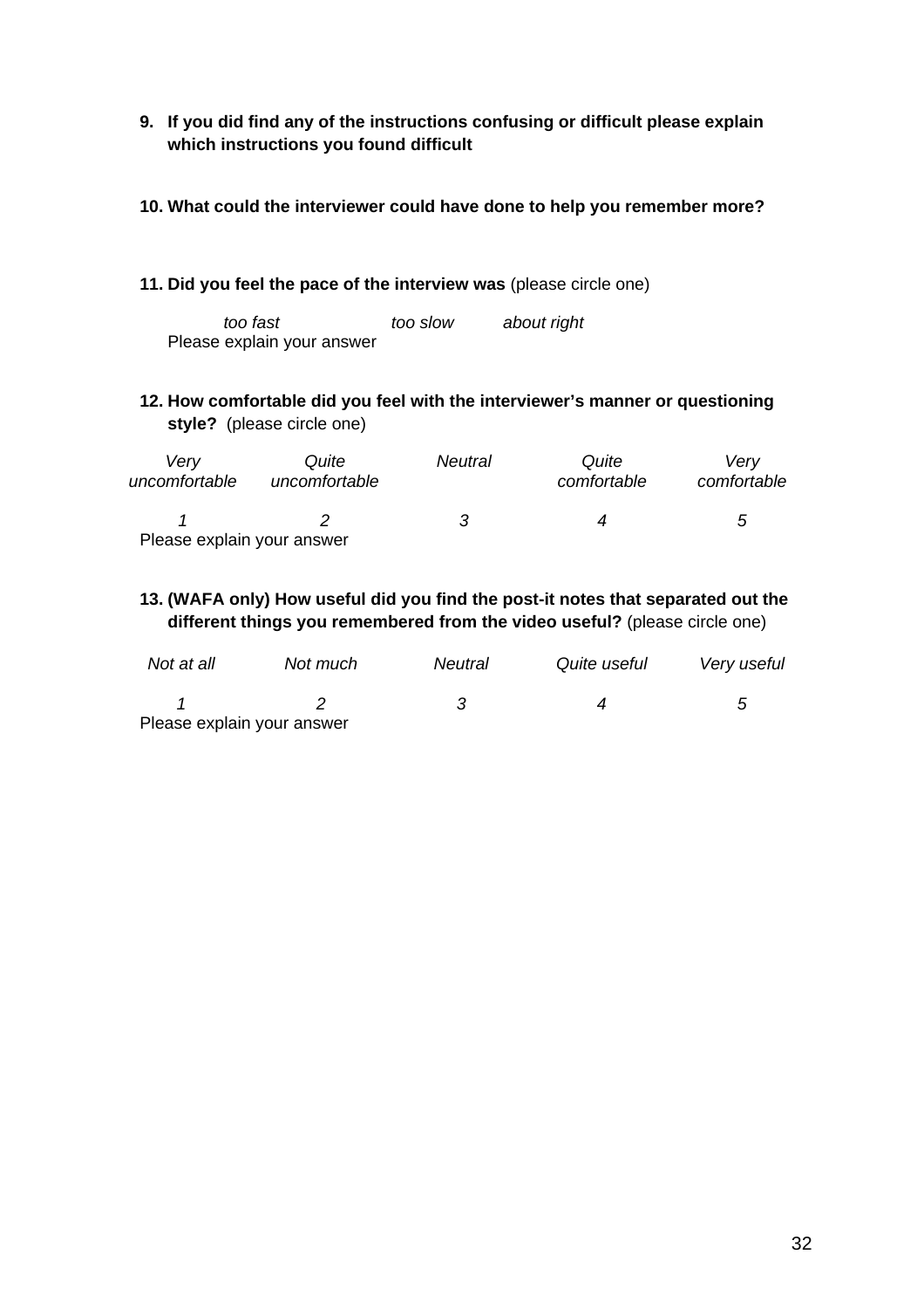9. **If you did find any of the instructions confusing or difficult please explain which instructions you found difficult**

10. **What could the interviewer could have done to help you remember more?**

11. **Did you feel the pace of the interview was** (please circle one)

    *too fast* *too slow* *about right*

    Please explain your answer

12. **How comfortable did you feel with the interviewer's manner or questioning style?** (please circle one)

| *Very uncomfortable* | *Quite uncomfortable* | *Neutral* | *Quite comfortable* | *Very comfortable* |
|---|---|---|---|---|
| *1* | *2* | *3* | *4* | *5* |

Please explain your answer

13. **(WAFA only) How useful did you find the post-it notes that separated out the different things you remembered from the video useful?** (please circle one)

| *Not at all* | *Not much* | *Neutral* | *Quite useful* | *Very useful* |
|---|---|---|---|---|
| *1* | *2* | *3* | *4* | *5* |

Please explain your answer